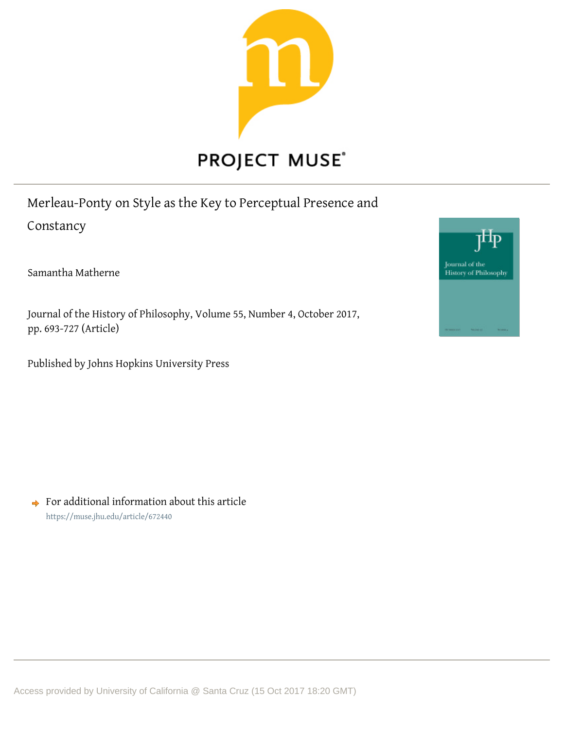PROJECT MUSE®

# Merleau-Ponty on Style as the Key to Perceptual Presence and Constancy

Samantha Matherne

Journal of the History of Philosophy, Volume 55, Number 4, October 2017, pp. 693-727 (Article)

Published by Johns Hopkins University Press

For additional information about this article

https://muse.jhu.edu/article/672440

Access provided by University of California @ Santa Cruz (15 Oct 2017 18:20 GMT)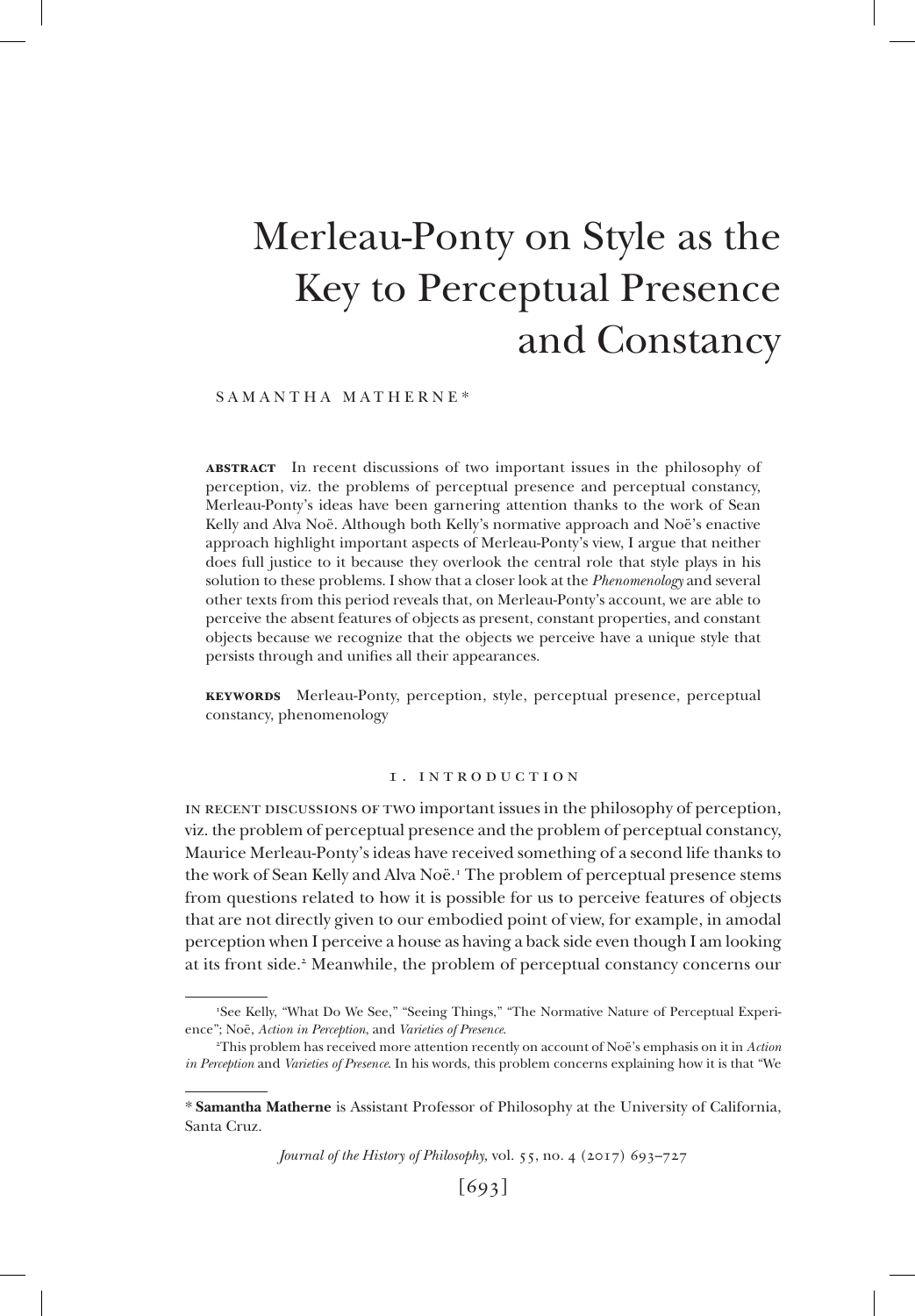# Merleau-Ponty on Style as the Key to Perceptual Presence and Constancy

SAMANTHA MATHERNE*

**ABSTRACT** In recent discussions of two important issues in the philosophy of perception, viz. the problems of perceptual presence and perceptual constancy, Merleau-Ponty's ideas have been garnering attention thanks to the work of Sean Kelly and Alva Noë. Although both Kelly's normative approach and Noë's enactive approach highlight important aspects of Merleau-Ponty's view, I argue that neither does full justice to it because they overlook the central role that style plays in his solution to these problems. I show that a closer look at the *Phenomenology* and several other texts from this period reveals that, on Merleau-Ponty's account, we are able to perceive the absent features of objects as present, constant properties, and constant objects because we recognize that the objects we perceive have a unique style that persists through and unifies all their appearances.

**KEYWORDS** Merleau-Ponty, perception, style, perceptual presence, perceptual constancy, phenomenology

## 1. INTRODUCTION

IN RECENT DISCUSSIONS OF TWO important issues in the philosophy of perception, viz. the problem of perceptual presence and the problem of perceptual constancy, Maurice Merleau-Ponty's ideas have received something of a second life thanks to the work of Sean Kelly and Alva Noë.[1] The problem of perceptual presence stems from questions related to how it is possible for us to perceive features of objects that are not directly given to our embodied point of view, for example, in amodal perception when I perceive a house as having a back side even though I am looking at its front side.[2] Meanwhile, the problem of perceptual constancy concerns our

---

[1]See Kelly, "What Do We See," "Seeing Things," "The Normative Nature of Perceptual Experience"; Noë, *Action in Perception*, and *Varieties of Presence*.

[2]This problem has received more attention recently on account of Noë's emphasis on it in *Action in Perception* and *Varieties of Presence*. In his words, this problem concerns explaining how it is that "We

---

* **Samantha Matherne** is Assistant Professor of Philosophy at the University of California, Santa Cruz.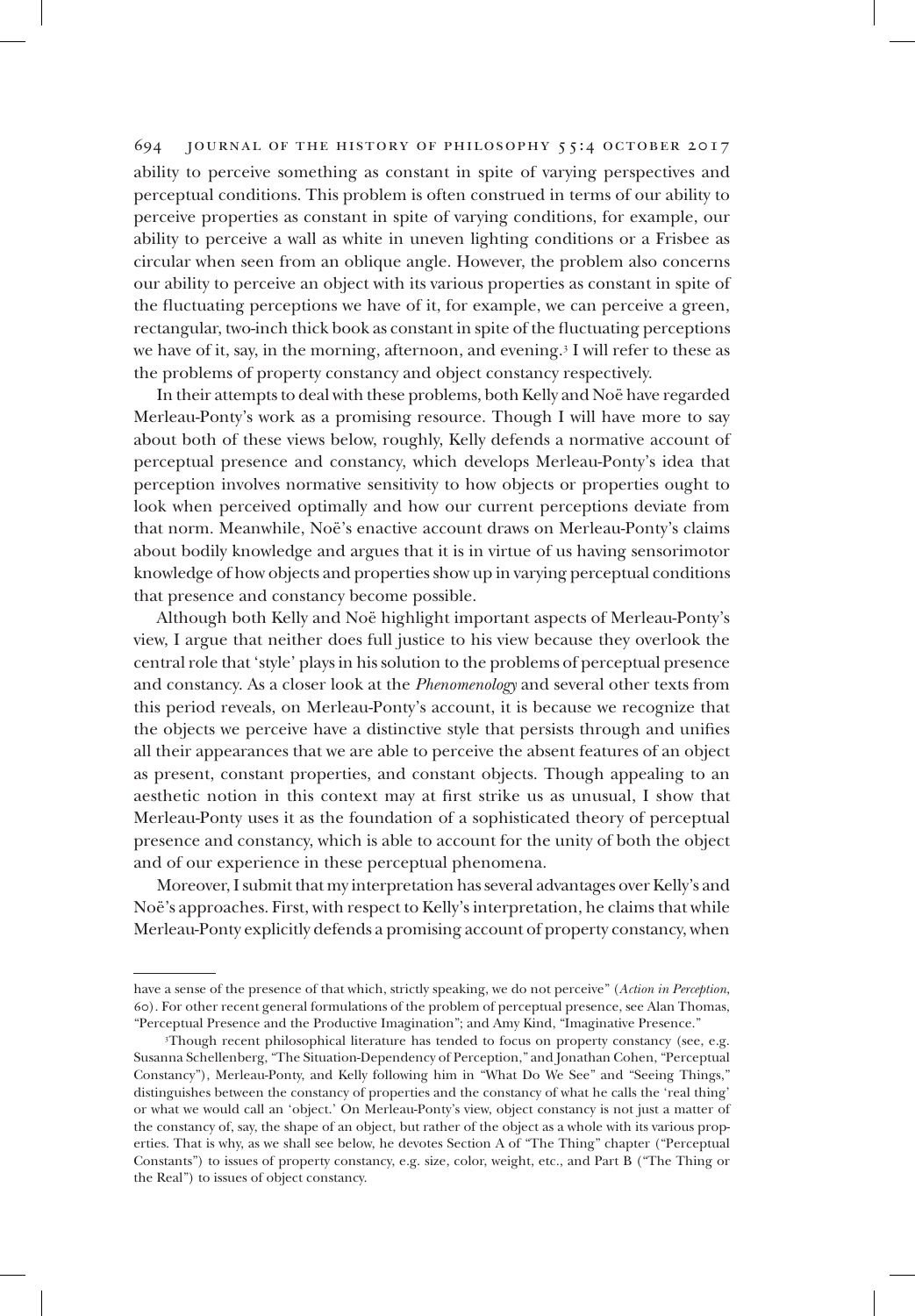ability to perceive something as constant in spite of varying perspectives and perceptual conditions. This problem is often construed in terms of our ability to perceive properties as constant in spite of varying conditions, for example, our ability to perceive a wall as white in uneven lighting conditions or a Frisbee as circular when seen from an oblique angle. However, the problem also concerns our ability to perceive an object with its various properties as constant in spite of the fluctuating perceptions we have of it, for example, we can perceive a green, rectangular, two-inch thick book as constant in spite of the fluctuating perceptions we have of it, say, in the morning, afternoon, and evening.[3] I will refer to these as the problems of property constancy and object constancy respectively.

In their attempts to deal with these problems, both Kelly and Noë have regarded Merleau-Ponty's work as a promising resource. Though I will have more to say about both of these views below, roughly, Kelly defends a normative account of perceptual presence and constancy, which develops Merleau-Ponty's idea that perception involves normative sensitivity to how objects or properties ought to look when perceived optimally and how our current perceptions deviate from that norm. Meanwhile, Noë's enactive account draws on Merleau-Ponty's claims about bodily knowledge and argues that it is in virtue of us having sensorimotor knowledge of how objects and properties show up in varying perceptual conditions that presence and constancy become possible.

Although both Kelly and Noë highlight important aspects of Merleau-Ponty's view, I argue that neither does full justice to his view because they overlook the central role that 'style' plays in his solution to the problems of perceptual presence and constancy. As a closer look at the *Phenomenology* and several other texts from this period reveals, on Merleau-Ponty's account, it is because we recognize that the objects we perceive have a distinctive style that persists through and unifies all their appearances that we are able to perceive the absent features of an object as present, constant properties, and constant objects. Though appealing to an aesthetic notion in this context may at first strike us as unusual, I show that Merleau-Ponty uses it as the foundation of a sophisticated theory of perceptual presence and constancy, which is able to account for the unity of both the object and of our experience in these perceptual phenomena.

Moreover, I submit that my interpretation has several advantages over Kelly's and Noë's approaches. First, with respect to Kelly's interpretation, he claims that while Merleau-Ponty explicitly defends a promising account of property constancy, when

---

have a sense of the presence of that which, strictly speaking, we do not perceive" (*Action in Perception*, 60). For other recent general formulations of the problem of perceptual presence, see Alan Thomas, "Perceptual Presence and the Productive Imagination"; and Amy Kind, "Imaginative Presence."

[3]Though recent philosophical literature has tended to focus on property constancy (see, e.g. Susanna Schellenberg, "The Situation-Dependency of Perception," and Jonathan Cohen, "Perceptual Constancy"), Merleau-Ponty, and Kelly following him in "What Do We See" and "Seeing Things," distinguishes between the constancy of properties and the constancy of what he calls the 'real thing' or what we would call an 'object.' On Merleau-Ponty's view, object constancy is not just a matter of the constancy of, say, the shape of an object, but rather of the object as a whole with its various properties. That is why, as we shall see below, he devotes Section A of "The Thing" chapter ("Perceptual Constants") to issues of property constancy, e.g. size, color, weight, etc., and Part B ("The Thing or the Real") to issues of object constancy.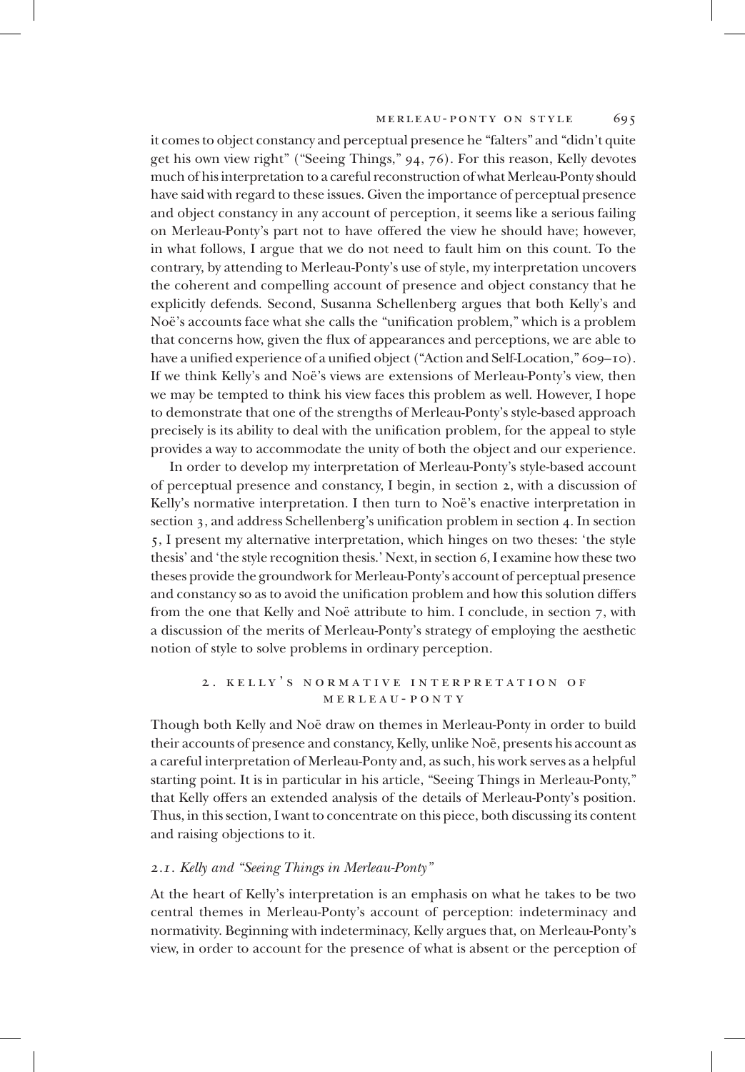it comes to object constancy and perceptual presence he "falters" and "didn't quite get his own view right" ("Seeing Things," 94, 76). For this reason, Kelly devotes much of his interpretation to a careful reconstruction of what Merleau-Ponty should have said with regard to these issues. Given the importance of perceptual presence and object constancy in any account of perception, it seems like a serious failing on Merleau-Ponty's part not to have offered the view he should have; however, in what follows, I argue that we do not need to fault him on this count. To the contrary, by attending to Merleau-Ponty's use of style, my interpretation uncovers the coherent and compelling account of presence and object constancy that he explicitly defends. Second, Susanna Schellenberg argues that both Kelly's and Noë's accounts face what she calls the "unification problem," which is a problem that concerns how, given the flux of appearances and perceptions, we are able to have a unified experience of a unified object ("Action and Self-Location," 609–10). If we think Kelly's and Noë's views are extensions of Merleau-Ponty's view, then we may be tempted to think his view faces this problem as well. However, I hope to demonstrate that one of the strengths of Merleau-Ponty's style-based approach precisely is its ability to deal with the unification problem, for the appeal to style provides a way to accommodate the unity of both the object and our experience.

In order to develop my interpretation of Merleau-Ponty's style-based account of perceptual presence and constancy, I begin, in section 2, with a discussion of Kelly's normative interpretation. I then turn to Noë's enactive interpretation in section 3, and address Schellenberg's unification problem in section 4. In section 5, I present my alternative interpretation, which hinges on two theses: 'the style thesis' and 'the style recognition thesis.' Next, in section 6, I examine how these two theses provide the groundwork for Merleau-Ponty's account of perceptual presence and constancy so as to avoid the unification problem and how this solution differs from the one that Kelly and Noë attribute to him. I conclude, in section 7, with a discussion of the merits of Merleau-Ponty's strategy of employing the aesthetic notion of style to solve problems in ordinary perception.

## 2. Kelly's Normative Interpretation of Merleau-Ponty

Though both Kelly and Noë draw on themes in Merleau-Ponty in order to build their accounts of presence and constancy, Kelly, unlike Noë, presents his account as a careful interpretation of Merleau-Ponty and, as such, his work serves as a helpful starting point. It is in particular in his article, "Seeing Things in Merleau-Ponty," that Kelly offers an extended analysis of the details of Merleau-Ponty's position. Thus, in this section, I want to concentrate on this piece, both discussing its content and raising objections to it.

### 2.1. *Kelly and "Seeing Things in Merleau-Ponty"*

At the heart of Kelly's interpretation is an emphasis on what he takes to be two central themes in Merleau-Ponty's account of perception: indeterminacy and normativity. Beginning with indeterminacy, Kelly argues that, on Merleau-Ponty's view, in order to account for the presence of what is absent or the perception of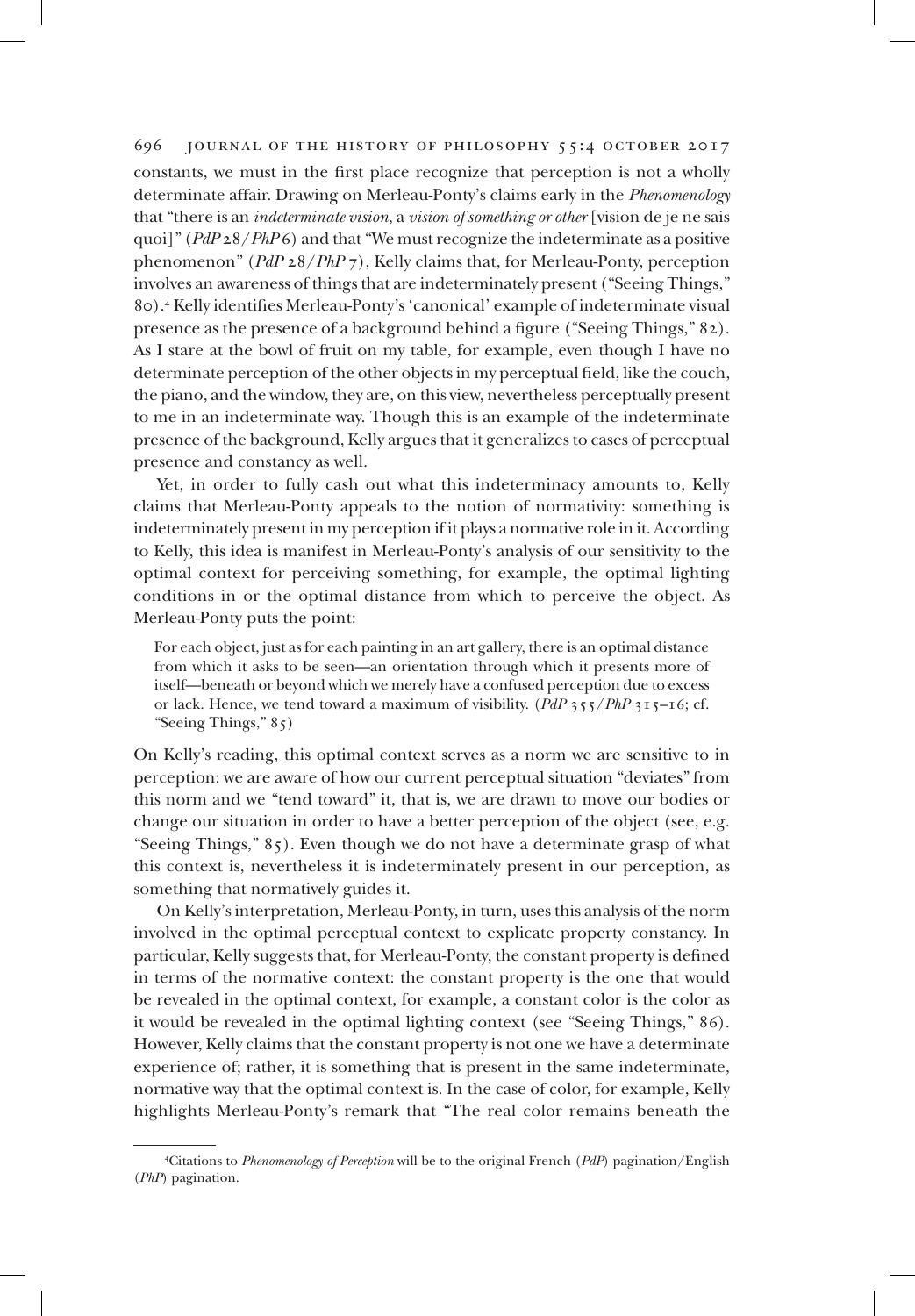constants, we must in the first place recognize that perception is not a wholly determinate affair. Drawing on Merleau-Ponty's claims early in the *Phenomenology* that "there is an *indeterminate vision*, a *vision of something or other* [vision de je ne sais quoi]" (*PdP* 28/*PhP* 6) and that "We must recognize the indeterminate as a positive phenomenon" (*PdP* 28/*PhP* 7), Kelly claims that, for Merleau-Ponty, perception involves an awareness of things that are indeterminately present ("Seeing Things," 80).[4] Kelly identifies Merleau-Ponty's 'canonical' example of indeterminate visual presence as the presence of a background behind a figure ("Seeing Things," 82). As I stare at the bowl of fruit on my table, for example, even though I have no determinate perception of the other objects in my perceptual field, like the couch, the piano, and the window, they are, on this view, nevertheless perceptually present to me in an indeterminate way. Though this is an example of the indeterminate presence of the background, Kelly argues that it generalizes to cases of perceptual presence and constancy as well.

Yet, in order to fully cash out what this indeterminacy amounts to, Kelly claims that Merleau-Ponty appeals to the notion of normativity: something is indeterminately present in my perception if it plays a normative role in it. According to Kelly, this idea is manifest in Merleau-Ponty's analysis of our sensitivity to the optimal context for perceiving something, for example, the optimal lighting conditions in or the optimal distance from which to perceive the object. As Merleau-Ponty puts the point:

> For each object, just as for each painting in an art gallery, there is an optimal distance from which it asks to be seen—an orientation through which it presents more of itself—beneath or beyond which we merely have a confused perception due to excess or lack. Hence, we tend toward a maximum of visibility. (*PdP* 355/*PhP* 315–16; cf. "Seeing Things," 85)

On Kelly's reading, this optimal context serves as a norm we are sensitive to in perception: we are aware of how our current perceptual situation "deviates" from this norm and we "tend toward" it, that is, we are drawn to move our bodies or change our situation in order to have a better perception of the object (see, e.g. "Seeing Things," 85). Even though we do not have a determinate grasp of what this context is, nevertheless it is indeterminately present in our perception, as something that normatively guides it.

On Kelly's interpretation, Merleau-Ponty, in turn, uses this analysis of the norm involved in the optimal perceptual context to explicate property constancy. In particular, Kelly suggests that, for Merleau-Ponty, the constant property is defined in terms of the normative context: the constant property is the one that would be revealed in the optimal context, for example, a constant color is the color as it would be revealed in the optimal lighting context (see "Seeing Things," 86). However, Kelly claims that the constant property is not one we have a determinate experience of; rather, it is something that is present in the same indeterminate, normative way that the optimal context is. In the case of color, for example, Kelly highlights Merleau-Ponty's remark that "The real color remains beneath the

[4] Citations to *Phenomenology of Perception* will be to the original French (*PdP*) pagination/English (*PhP*) pagination.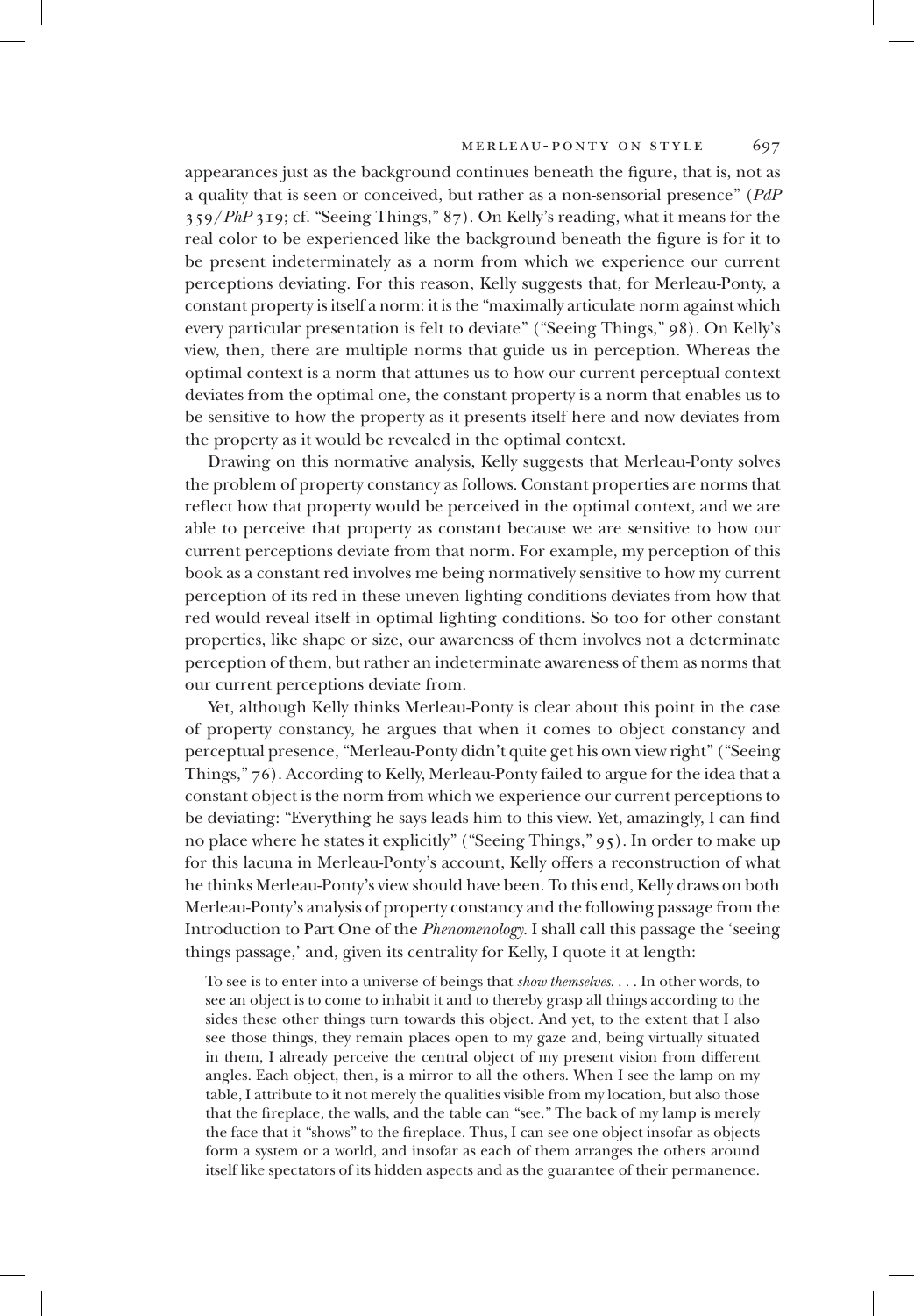appearances just as the background continues beneath the figure, that is, not as a quality that is seen or conceived, but rather as a non-sensorial presence" (*PdP* 359/*PhP* 319; cf. "Seeing Things," 87). On Kelly's reading, what it means for the real color to be experienced like the background beneath the figure is for it to be present indeterminately as a norm from which we experience our current perceptions deviating. For this reason, Kelly suggests that, for Merleau-Ponty, a constant property is itself a norm: it is the "maximally articulate norm against which every particular presentation is felt to deviate" ("Seeing Things," 98). On Kelly's view, then, there are multiple norms that guide us in perception. Whereas the optimal context is a norm that attunes us to how our current perceptual context deviates from the optimal one, the constant property is a norm that enables us to be sensitive to how the property as it presents itself here and now deviates from the property as it would be revealed in the optimal context.

Drawing on this normative analysis, Kelly suggests that Merleau-Ponty solves the problem of property constancy as follows. Constant properties are norms that reflect how that property would be perceived in the optimal context, and we are able to perceive that property as constant because we are sensitive to how our current perceptions deviate from that norm. For example, my perception of this book as a constant red involves me being normatively sensitive to how my current perception of its red in these uneven lighting conditions deviates from how that red would reveal itself in optimal lighting conditions. So too for other constant properties, like shape or size, our awareness of them involves not a determinate perception of them, but rather an indeterminate awareness of them as norms that our current perceptions deviate from.

Yet, although Kelly thinks Merleau-Ponty is clear about this point in the case of property constancy, he argues that when it comes to object constancy and perceptual presence, "Merleau-Ponty didn't quite get his own view right" ("Seeing Things," 76). According to Kelly, Merleau-Ponty failed to argue for the idea that a constant object is the norm from which we experience our current perceptions to be deviating: "Everything he says leads him to this view. Yet, amazingly, I can find no place where he states it explicitly" ("Seeing Things," 95). In order to make up for this lacuna in Merleau-Ponty's account, Kelly offers a reconstruction of what he thinks Merleau-Ponty's view should have been. To this end, Kelly draws on both Merleau-Ponty's analysis of property constancy and the following passage from the Introduction to Part One of the *Phenomenology*. I shall call this passage the 'seeing things passage,' and, given its centrality for Kelly, I quote it at length:

> To see is to enter into a universe of beings that *show themselves*. . . . In other words, to see an object is to come to inhabit it and to thereby grasp all things according to the sides these other things turn towards this object. And yet, to the extent that I also see those things, they remain places open to my gaze and, being virtually situated in them, I already perceive the central object of my present vision from different angles. Each object, then, is a mirror to all the others. When I see the lamp on my table, I attribute to it not merely the qualities visible from my location, but also those that the fireplace, the walls, and the table can "see." The back of my lamp is merely the face that it "shows" to the fireplace. Thus, I can see one object insofar as objects form a system or a world, and insofar as each of them arranges the others around itself like spectators of its hidden aspects and as the guarantee of their permanence.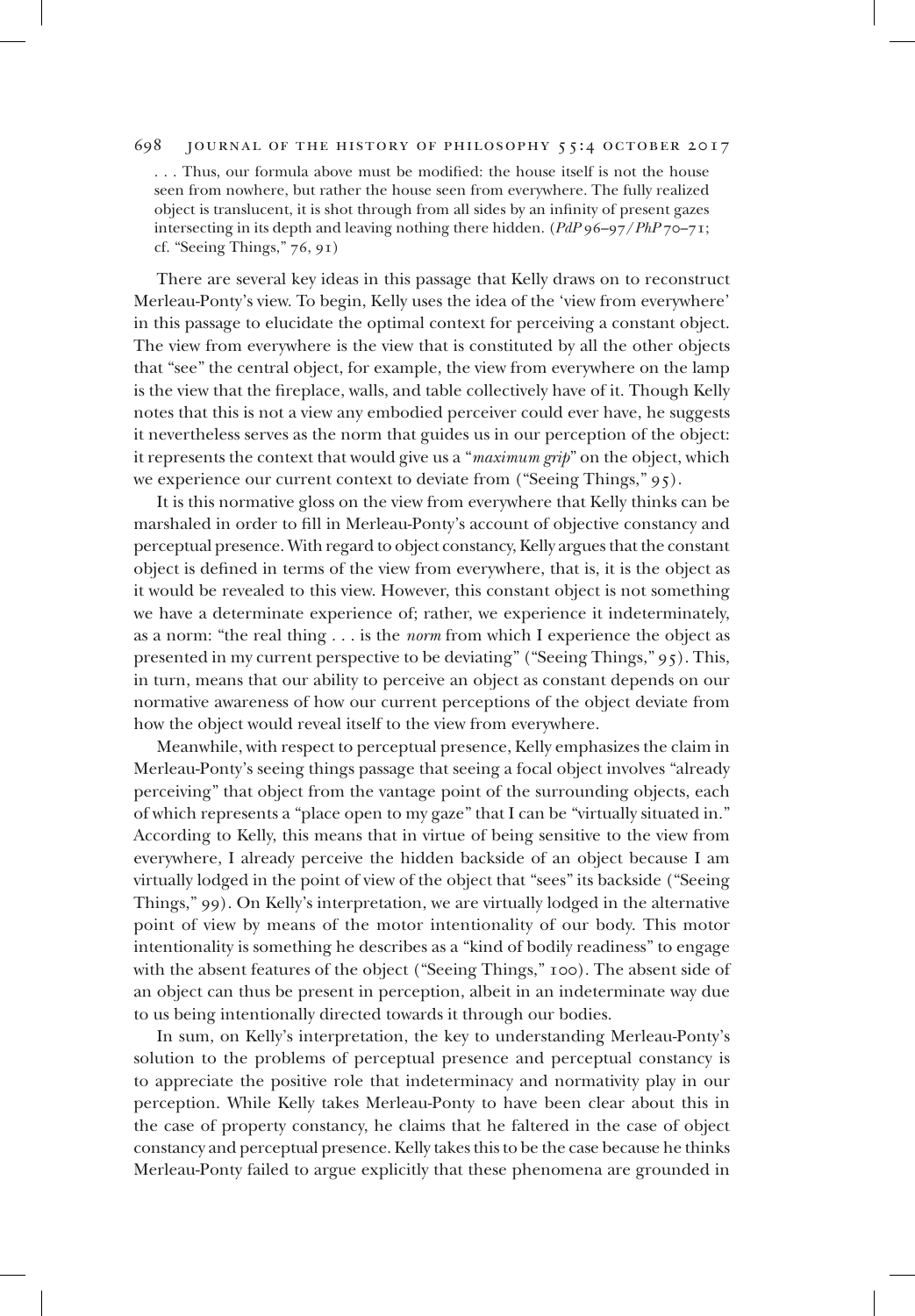. . . Thus, our formula above must be modified: the house itself is not the house seen from nowhere, but rather the house seen from everywhere. The fully realized object is translucent, it is shot through from all sides by an infinity of present gazes intersecting in its depth and leaving nothing there hidden. (*PdP* 96–97/*PhP* 70–71; cf. "Seeing Things," 76, 91)

There are several key ideas in this passage that Kelly draws on to reconstruct Merleau-Ponty's view. To begin, Kelly uses the idea of the 'view from everywhere' in this passage to elucidate the optimal context for perceiving a constant object. The view from everywhere is the view that is constituted by all the other objects that "see" the central object, for example, the view from everywhere on the lamp is the view that the fireplace, walls, and table collectively have of it. Though Kelly notes that this is not a view any embodied perceiver could ever have, he suggests it nevertheless serves as the norm that guides us in our perception of the object: it represents the context that would give us a "*maximum grip*" on the object, which we experience our current context to deviate from ("Seeing Things," 95).

It is this normative gloss on the view from everywhere that Kelly thinks can be marshaled in order to fill in Merleau-Ponty's account of objective constancy and perceptual presence. With regard to object constancy, Kelly argues that the constant object is defined in terms of the view from everywhere, that is, it is the object as it would be revealed to this view. However, this constant object is not something we have a determinate experience of; rather, we experience it indeterminately, as a norm: "the real thing . . . is the *norm* from which I experience the object as presented in my current perspective to be deviating" ("Seeing Things," 95). This, in turn, means that our ability to perceive an object as constant depends on our normative awareness of how our current perceptions of the object deviate from how the object would reveal itself to the view from everywhere.

Meanwhile, with respect to perceptual presence, Kelly emphasizes the claim in Merleau-Ponty's seeing things passage that seeing a focal object involves "already perceiving" that object from the vantage point of the surrounding objects, each of which represents a "place open to my gaze" that I can be "virtually situated in." According to Kelly, this means that in virtue of being sensitive to the view from everywhere, I already perceive the hidden backside of an object because I am virtually lodged in the point of view of the object that "sees" its backside ("Seeing Things," 99). On Kelly's interpretation, we are virtually lodged in the alternative point of view by means of the motor intentionality of our body. This motor intentionality is something he describes as a "kind of bodily readiness" to engage with the absent features of the object ("Seeing Things," 100). The absent side of an object can thus be present in perception, albeit in an indeterminate way due to us being intentionally directed towards it through our bodies.

In sum, on Kelly's interpretation, the key to understanding Merleau-Ponty's solution to the problems of perceptual presence and perceptual constancy is to appreciate the positive role that indeterminacy and normativity play in our perception. While Kelly takes Merleau-Ponty to have been clear about this in the case of property constancy, he claims that he faltered in the case of object constancy and perceptual presence. Kelly takes this to be the case because he thinks Merleau-Ponty failed to argue explicitly that these phenomena are grounded in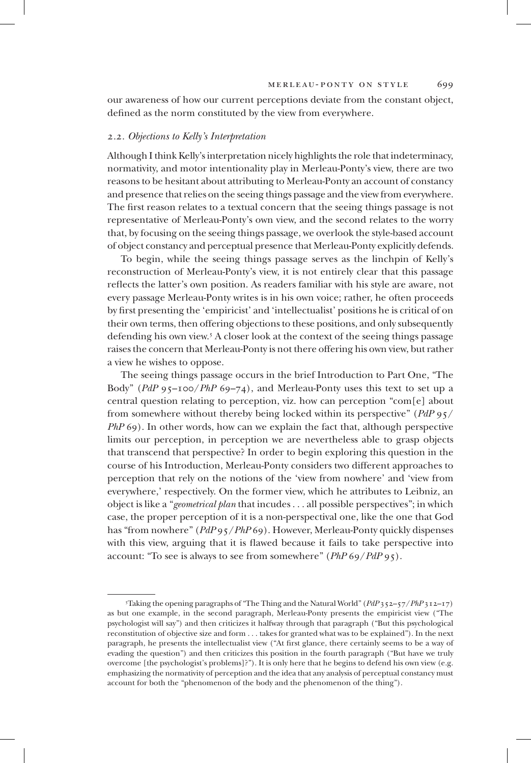our awareness of how our current perceptions deviate from the constant object, defined as the norm constituted by the view from everywhere.

### 2.2. *Objections to Kelly's Interpretation*

Although I think Kelly's interpretation nicely highlights the role that indeterminacy, normativity, and motor intentionality play in Merleau-Ponty's view, there are two reasons to be hesitant about attributing to Merleau-Ponty an account of constancy and presence that relies on the seeing things passage and the view from everywhere. The first reason relates to a textual concern that the seeing things passage is not representative of Merleau-Ponty's own view, and the second relates to the worry that, by focusing on the seeing things passage, we overlook the style-based account of object constancy and perceptual presence that Merleau-Ponty explicitly defends.

To begin, while the seeing things passage serves as the linchpin of Kelly's reconstruction of Merleau-Ponty's view, it is not entirely clear that this passage reflects the latter's own position. As readers familiar with his style are aware, not every passage Merleau-Ponty writes is in his own voice; rather, he often proceeds by first presenting the 'empiricist' and 'intellectualist' positions he is critical of on their own terms, then offering objections to these positions, and only subsequently defending his own view.[5] A closer look at the context of the seeing things passage raises the concern that Merleau-Ponty is not there offering his own view, but rather a view he wishes to oppose.

The seeing things passage occurs in the brief Introduction to Part One, "The Body" (*PdP* 95–100/*PhP* 69–74), and Merleau-Ponty uses this text to set up a central question relating to perception, viz. how can perception "com[e] about from somewhere without thereby being locked within its perspective" (*PdP* 95/ *PhP* 69). In other words, how can we explain the fact that, although perspective limits our perception, in perception we are nevertheless able to grasp objects that transcend that perspective? In order to begin exploring this question in the course of his Introduction, Merleau-Ponty considers two different approaches to perception that rely on the notions of the 'view from nowhere' and 'view from everywhere,' respectively. On the former view, which he attributes to Leibniz, an object is like a "*geometrical plan* that incudes . . . all possible perspectives"; in which case, the proper perception of it is a non-perspectival one, like the one that God has "from nowhere" (*PdP* 95/*PhP* 69). However, Merleau-Ponty quickly dispenses with this view, arguing that it is flawed because it fails to take perspective into account: "To see is always to see from somewhere" (*PhP* 69/*PdP* 95).

---

[5] Taking the opening paragraphs of "The Thing and the Natural World" (*PdP* 352–57/*PhP* 312–17) as but one example, in the second paragraph, Merleau-Ponty presents the empiricist view ("The psychologist will say") and then criticizes it halfway through that paragraph ("But this psychological reconstitution of objective size and form . . . takes for granted what was to be explained"). In the next paragraph, he presents the intellectualist view ("At first glance, there certainly seems to be a way of evading the question") and then criticizes this position in the fourth paragraph ("But have we truly overcome [the psychologist's problems]?"). It is only here that he begins to defend his own view (e.g. emphasizing the normativity of perception and the idea that any analysis of perceptual constancy must account for both the "phenomenon of the body and the phenomenon of the thing").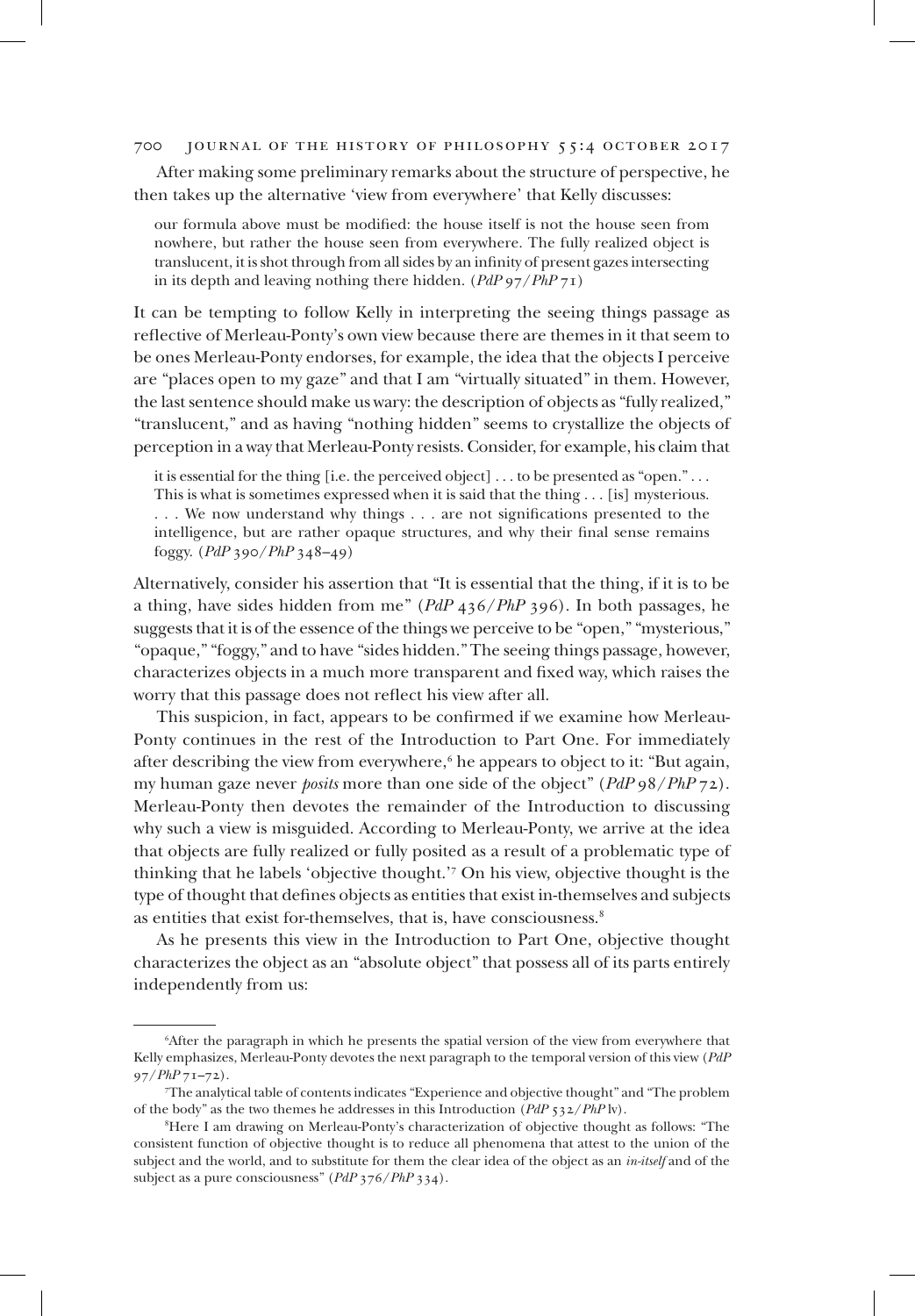After making some preliminary remarks about the structure of perspective, he then takes up the alternative 'view from everywhere' that Kelly discusses:

> our formula above must be modified: the house itself is not the house seen from nowhere, but rather the house seen from everywhere. The fully realized object is translucent, it is shot through from all sides by an infinity of present gazes intersecting in its depth and leaving nothing there hidden. (*PdP* 97/*PhP* 71)

It can be tempting to follow Kelly in interpreting the seeing things passage as reflective of Merleau-Ponty's own view because there are themes in it that seem to be ones Merleau-Ponty endorses, for example, the idea that the objects I perceive are "places open to my gaze" and that I am "virtually situated" in them. However, the last sentence should make us wary: the description of objects as "fully realized," "translucent," and as having "nothing hidden" seems to crystallize the objects of perception in a way that Merleau-Ponty resists. Consider, for example, his claim that

> it is essential for the thing [i.e. the perceived object] . . . to be presented as "open." . . . This is what is sometimes expressed when it is said that the thing . . . [is] mysterious. . . . We now understand why things . . . are not significations presented to the intelligence, but are rather opaque structures, and why their final sense remains foggy. (*PdP* 390/*PhP* 348–49)

Alternatively, consider his assertion that "It is essential that the thing, if it is to be a thing, have sides hidden from me" (*PdP* 436/*PhP* 396). In both passages, he suggests that it is of the essence of the things we perceive to be "open," "mysterious," "opaque," "foggy," and to have "sides hidden." The seeing things passage, however, characterizes objects in a much more transparent and fixed way, which raises the worry that this passage does not reflect his view after all.

This suspicion, in fact, appears to be confirmed if we examine how Merleau-Ponty continues in the rest of the Introduction to Part One. For immediately after describing the view from everywhere,[6] he appears to object to it: "But again, my human gaze never *posits* more than one side of the object" (*PdP* 98/*PhP* 72). Merleau-Ponty then devotes the remainder of the Introduction to discussing why such a view is misguided. According to Merleau-Ponty, we arrive at the idea that objects are fully realized or fully posited as a result of a problematic type of thinking that he labels 'objective thought.'[7] On his view, objective thought is the type of thought that defines objects as entities that exist in-themselves and subjects as entities that exist for-themselves, that is, have consciousness.[8]

As he presents this view in the Introduction to Part One, objective thought characterizes the object as an "absolute object" that possess all of its parts entirely independently from us:

---

[6]After the paragraph in which he presents the spatial version of the view from everywhere that Kelly emphasizes, Merleau-Ponty devotes the next paragraph to the temporal version of this view (*PdP* 97/*PhP* 71–72).

[7]The analytical table of contents indicates "Experience and objective thought" and "The problem of the body" as the two themes he addresses in this Introduction (*PdP* 532/*PhP* lv).

[8]Here I am drawing on Merleau-Ponty's characterization of objective thought as follows: "The consistent function of objective thought is to reduce all phenomena that attest to the union of the subject and the world, and to substitute for them the clear idea of the object as an *in-itself* and of the subject as a pure consciousness" (*PdP* 376/*PhP* 334).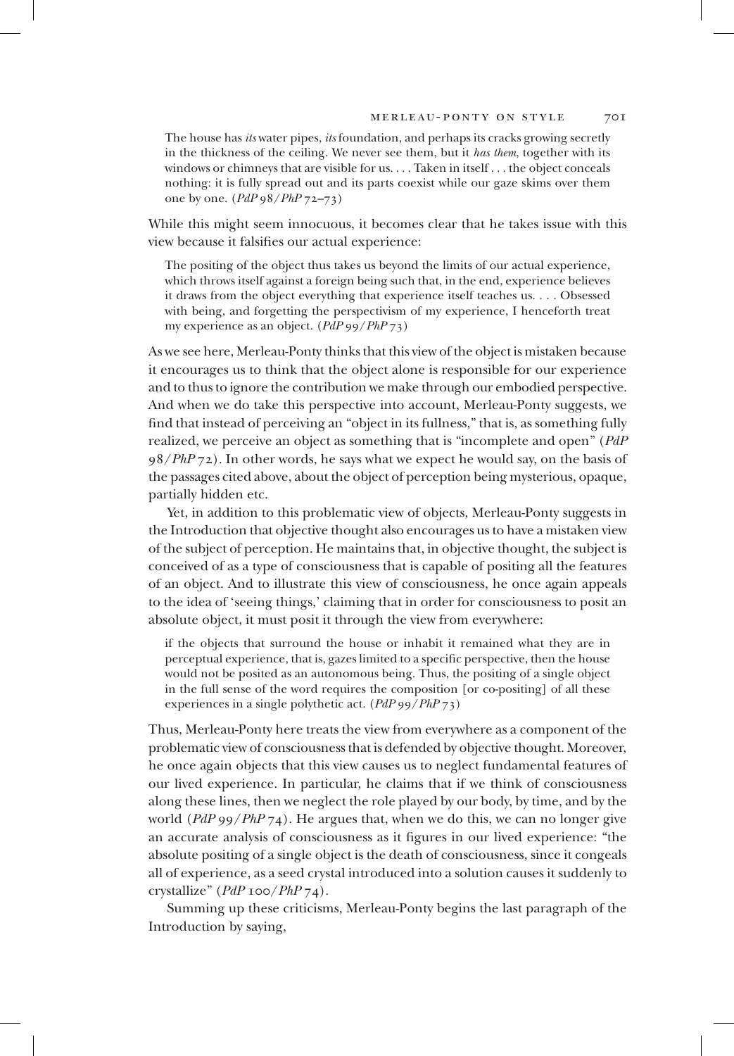> The house has *its* water pipes, *its* foundation, and perhaps its cracks growing secretly in the thickness of the ceiling. We never see them, but it *has them*, together with its windows or chimneys that are visible for us. . . . Taken in itself . . . the object conceals nothing: it is fully spread out and its parts coexist while our gaze skims over them one by one. (*PdP* 98/*PhP* 72–73)

While this might seem innocuous, it becomes clear that he takes issue with this view because it falsifies our actual experience:

> The positing of the object thus takes us beyond the limits of our actual experience, which throws itself against a foreign being such that, in the end, experience believes it draws from the object everything that experience itself teaches us. . . . Obsessed with being, and forgetting the perspectivism of my experience, I henceforth treat my experience as an object. (*PdP* 99/*PhP* 73)

As we see here, Merleau-Ponty thinks that this view of the object is mistaken because it encourages us to think that the object alone is responsible for our experience and to thus to ignore the contribution we make through our embodied perspective. And when we do take this perspective into account, Merleau-Ponty suggests, we find that instead of perceiving an "object in its fullness," that is, as something fully realized, we perceive an object as something that is "incomplete and open" (*PdP* 98/*PhP* 72). In other words, he says what we expect he would say, on the basis of the passages cited above, about the object of perception being mysterious, opaque, partially hidden etc.

Yet, in addition to this problematic view of objects, Merleau-Ponty suggests in the Introduction that objective thought also encourages us to have a mistaken view of the subject of perception. He maintains that, in objective thought, the subject is conceived of as a type of consciousness that is capable of positing all the features of an object. And to illustrate this view of consciousness, he once again appeals to the idea of 'seeing things,' claiming that in order for consciousness to posit an absolute object, it must posit it through the view from everywhere:

> if the objects that surround the house or inhabit it remained what they are in perceptual experience, that is, gazes limited to a specific perspective, then the house would not be posited as an autonomous being. Thus, the positing of a single object in the full sense of the word requires the composition [or co-positing] of all these experiences in a single polythetic act. (*PdP* 99/*PhP* 73)

Thus, Merleau-Ponty here treats the view from everywhere as a component of the problematic view of consciousness that is defended by objective thought. Moreover, he once again objects that this view causes us to neglect fundamental features of our lived experience. In particular, he claims that if we think of consciousness along these lines, then we neglect the role played by our body, by time, and by the world (*PdP* 99/*PhP* 74). He argues that, when we do this, we can no longer give an accurate analysis of consciousness as it figures in our lived experience: "the absolute positing of a single object is the death of consciousness, since it congeals all of experience, as a seed crystal introduced into a solution causes it suddenly to crystallize" (*PdP* 100/*PhP* 74).

Summing up these criticisms, Merleau-Ponty begins the last paragraph of the Introduction by saying,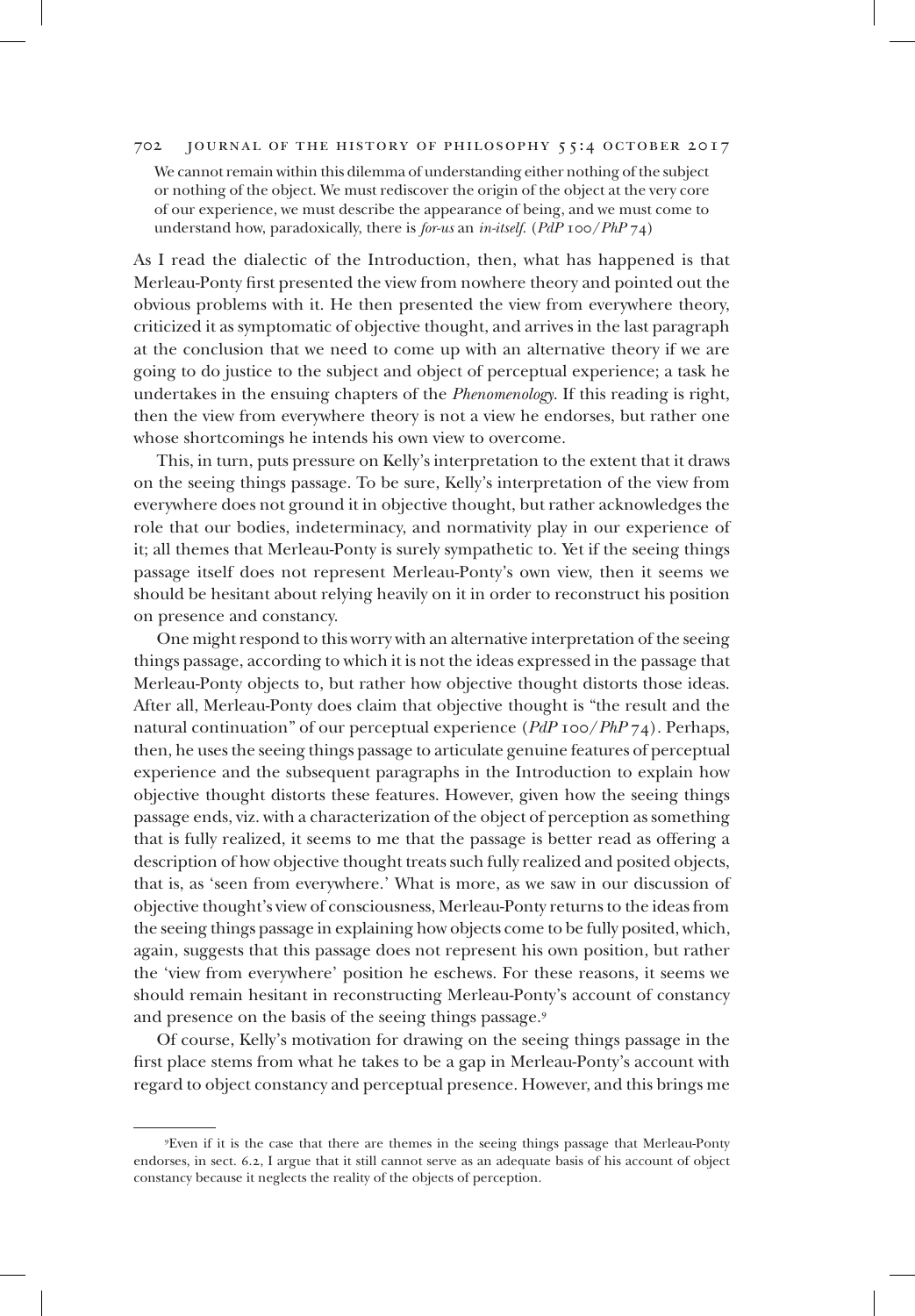> We cannot remain within this dilemma of understanding either nothing of the subject or nothing of the object. We must rediscover the origin of the object at the very core of our experience, we must describe the appearance of being, and we must come to understand how, paradoxically, there is *for-us* an *in-itself*. (*PdP* 100/*PhP* 74)

As I read the dialectic of the Introduction, then, what has happened is that Merleau-Ponty first presented the view from nowhere theory and pointed out the obvious problems with it. He then presented the view from everywhere theory, criticized it as symptomatic of objective thought, and arrives in the last paragraph at the conclusion that we need to come up with an alternative theory if we are going to do justice to the subject and object of perceptual experience; a task he undertakes in the ensuing chapters of the *Phenomenology*. If this reading is right, then the view from everywhere theory is not a view he endorses, but rather one whose shortcomings he intends his own view to overcome.

This, in turn, puts pressure on Kelly's interpretation to the extent that it draws on the seeing things passage. To be sure, Kelly's interpretation of the view from everywhere does not ground it in objective thought, but rather acknowledges the role that our bodies, indeterminacy, and normativity play in our experience of it; all themes that Merleau-Ponty is surely sympathetic to. Yet if the seeing things passage itself does not represent Merleau-Ponty's own view, then it seems we should be hesitant about relying heavily on it in order to reconstruct his position on presence and constancy.

One might respond to this worry with an alternative interpretation of the seeing things passage, according to which it is not the ideas expressed in the passage that Merleau-Ponty objects to, but rather how objective thought distorts those ideas. After all, Merleau-Ponty does claim that objective thought is "the result and the natural continuation" of our perceptual experience (*PdP* 100/*PhP* 74). Perhaps, then, he uses the seeing things passage to articulate genuine features of perceptual experience and the subsequent paragraphs in the Introduction to explain how objective thought distorts these features. However, given how the seeing things passage ends, viz. with a characterization of the object of perception as something that is fully realized, it seems to me that the passage is better read as offering a description of how objective thought treats such fully realized and posited objects, that is, as 'seen from everywhere.' What is more, as we saw in our discussion of objective thought's view of consciousness, Merleau-Ponty returns to the ideas from the seeing things passage in explaining how objects come to be fully posited, which, again, suggests that this passage does not represent his own position, but rather the 'view from everywhere' position he eschews. For these reasons, it seems we should remain hesitant in reconstructing Merleau-Ponty's account of constancy and presence on the basis of the seeing things passage.[9]

Of course, Kelly's motivation for drawing on the seeing things passage in the first place stems from what he takes to be a gap in Merleau-Ponty's account with regard to object constancy and perceptual presence. However, and this brings me

---

[9] Even if it is the case that there are themes in the seeing things passage that Merleau-Ponty endorses, in sect. 6.2, I argue that it still cannot serve as an adequate basis of his account of object constancy because it neglects the reality of the objects of perception.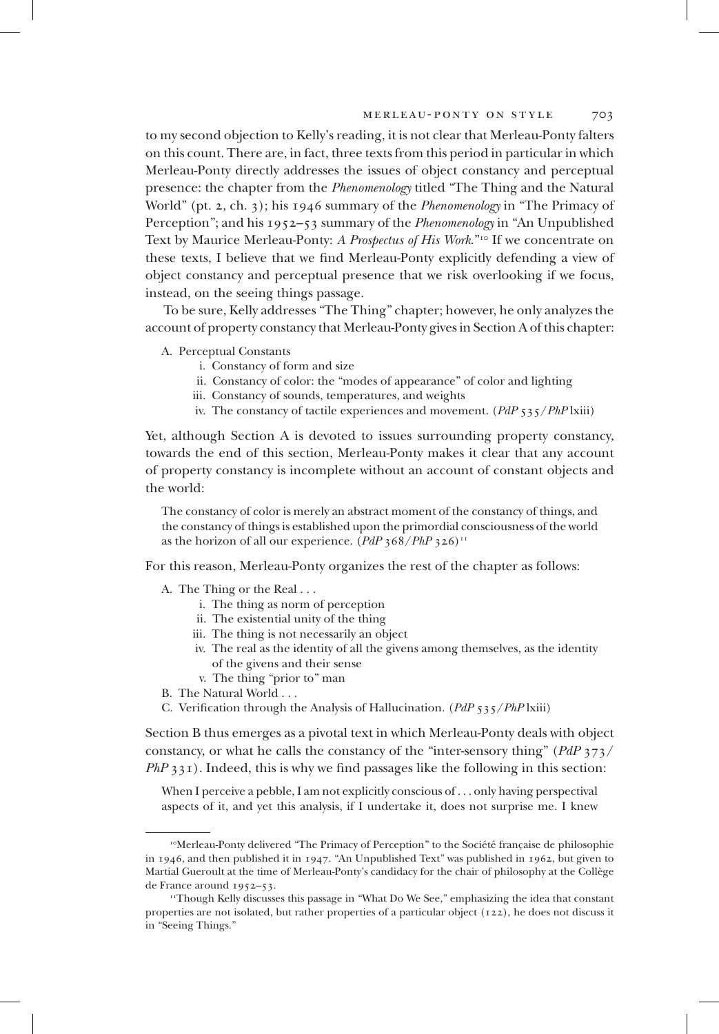to my second objection to Kelly's reading, it is not clear that Merleau-Ponty falters on this count. There are, in fact, three texts from this period in particular in which Merleau-Ponty directly addresses the issues of object constancy and perceptual presence: the chapter from the *Phenomenology* titled "The Thing and the Natural World" (pt. 2, ch. 3); his 1946 summary of the *Phenomenology* in "The Primacy of Perception"; and his 1952–53 summary of the *Phenomenology* in "An Unpublished Text by Maurice Merleau-Ponty: *A Prospectus of His Work*."[10] If we concentrate on these texts, I believe that we find Merleau-Ponty explicitly defending a view of object constancy and perceptual presence that we risk overlooking if we focus, instead, on the seeing things passage.

To be sure, Kelly addresses "The Thing" chapter; however, he only analyzes the account of property constancy that Merleau-Ponty gives in Section A of this chapter:

A. Perceptual Constants
   - i. Constancy of form and size
   - ii. Constancy of color: the "modes of appearance" of color and lighting
   - iii. Constancy of sounds, temperatures, and weights
   - iv. The constancy of tactile experiences and movement. (*PdP* 535/*PhP* lxiii)

Yet, although Section A is devoted to issues surrounding property constancy, towards the end of this section, Merleau-Ponty makes it clear that any account of property constancy is incomplete without an account of constant objects and the world:

> The constancy of color is merely an abstract moment of the constancy of things, and the constancy of things is established upon the primordial consciousness of the world as the horizon of all our experience. (*PdP* 368/*PhP* 326)[11]

For this reason, Merleau-Ponty organizes the rest of the chapter as follows:

A. The Thing or the Real . . .
   - i. The thing as norm of perception
   - ii. The existential unity of the thing
   - iii. The thing is not necessarily an object
   - iv. The real as the identity of all the givens among themselves, as the identity of the givens and their sense
   - v. The thing "prior to" man

B. The Natural World . . .

C. Verification through the Analysis of Hallucination. (*PdP* 535/*PhP* lxiii)

Section B thus emerges as a pivotal text in which Merleau-Ponty deals with object constancy, or what he calls the constancy of the "inter-sensory thing" (*PdP* 373/*PhP* 331). Indeed, this is why we find passages like the following in this section:

> When I perceive a pebble, I am not explicitly conscious of . . . only having perspectival aspects of it, and yet this analysis, if I undertake it, does not surprise me. I knew

[10] Merleau-Ponty delivered "The Primacy of Perception" to the Société française de philosophie in 1946, and then published it in 1947. "An Unpublished Text" was published in 1962, but given to Martial Gueroult at the time of Merleau-Ponty's candidacy for the chair of philosophy at the Collège de France around 1952–53.

[11] Though Kelly discusses this passage in "What Do We See," emphasizing the idea that constant properties are not isolated, but rather properties of a particular object (122), he does not discuss it in "Seeing Things."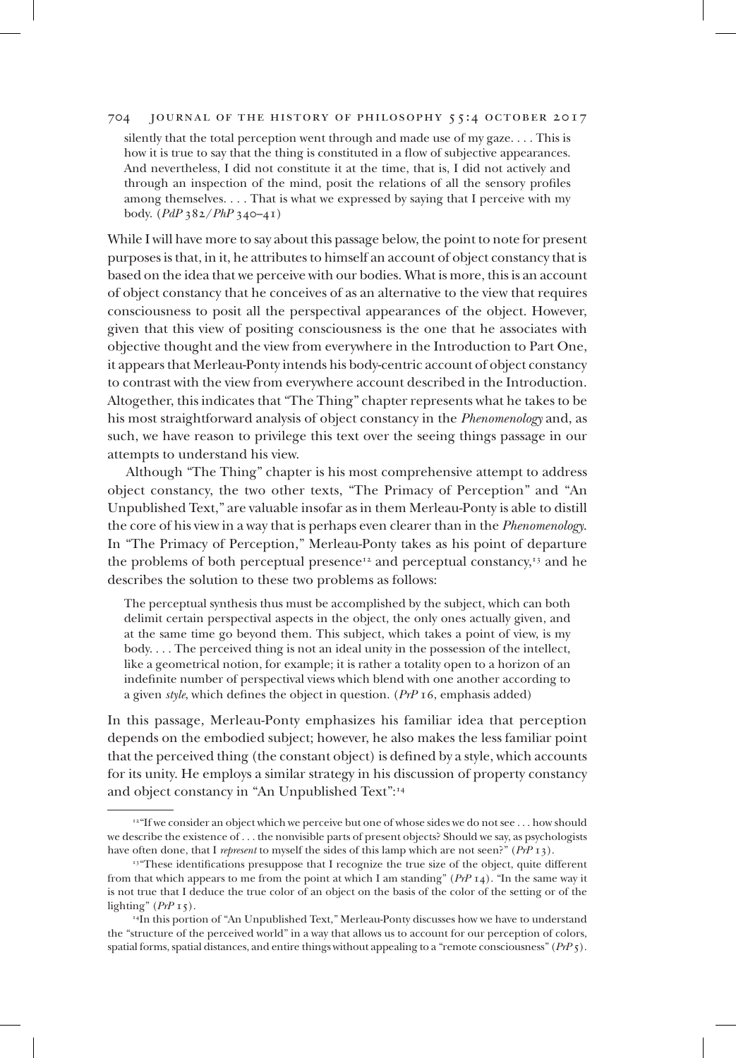> silently that the total perception went through and made use of my gaze. . . . This is how it is true to say that the thing is constituted in a flow of subjective appearances. And nevertheless, I did not constitute it at the time, that is, I did not actively and through an inspection of the mind, posit the relations of all the sensory profiles among themselves. . . . That is what we expressed by saying that I perceive with my body. (*PdP* 382/*PhP* 340–41)

While I will have more to say about this passage below, the point to note for present purposes is that, in it, he attributes to himself an account of object constancy that is based on the idea that we perceive with our bodies. What is more, this is an account of object constancy that he conceives of as an alternative to the view that requires consciousness to posit all the perspectival appearances of the object. However, given that this view of positing consciousness is the one that he associates with objective thought and the view from everywhere in the Introduction to Part One, it appears that Merleau-Ponty intends his body-centric account of object constancy to contrast with the view from everywhere account described in the Introduction. Altogether, this indicates that "The Thing" chapter represents what he takes to be his most straightforward analysis of object constancy in the *Phenomenology* and, as such, we have reason to privilege this text over the seeing things passage in our attempts to understand his view.

Although "The Thing" chapter is his most comprehensive attempt to address object constancy, the two other texts, "The Primacy of Perception" and "An Unpublished Text," are valuable insofar as in them Merleau-Ponty is able to distill the core of his view in a way that is perhaps even clearer than in the *Phenomenology*. In "The Primacy of Perception," Merleau-Ponty takes as his point of departure the problems of both perceptual presence[12] and perceptual constancy,[13] and he describes the solution to these two problems as follows:

> The perceptual synthesis thus must be accomplished by the subject, which can both delimit certain perspectival aspects in the object, the only ones actually given, and at the same time go beyond them. This subject, which takes a point of view, is my body. . . . The perceived thing is not an ideal unity in the possession of the intellect, like a geometrical notion, for example; it is rather a totality open to a horizon of an indefinite number of perspectival views which blend with one another according to a given *style*, which defines the object in question. (*PrP* 16, emphasis added)

In this passage, Merleau-Ponty emphasizes his familiar idea that perception depends on the embodied subject; however, he also makes the less familiar point that the perceived thing (the constant object) is defined by a style, which accounts for its unity. He employs a similar strategy in his discussion of property constancy and object constancy in "An Unpublished Text":[14]

---

[12] "If we consider an object which we perceive but one of whose sides we do not see . . . how should we describe the existence of . . . the nonvisible parts of present objects? Should we say, as psychologists have often done, that I *represent* to myself the sides of this lamp which are not seen?" (*PrP* 13).

[13] "These identifications presuppose that I recognize the true size of the object, quite different from that which appears to me from the point at which I am standing" (*PrP* 14). "In the same way it is not true that I deduce the true color of an object on the basis of the color of the setting or of the lighting" (*PrP* 15).

[14] In this portion of "An Unpublished Text," Merleau-Ponty discusses how we have to understand the "structure of the perceived world" in a way that allows us to account for our perception of colors, spatial forms, spatial distances, and entire things without appealing to a "remote consciousness" (*PrP* 5).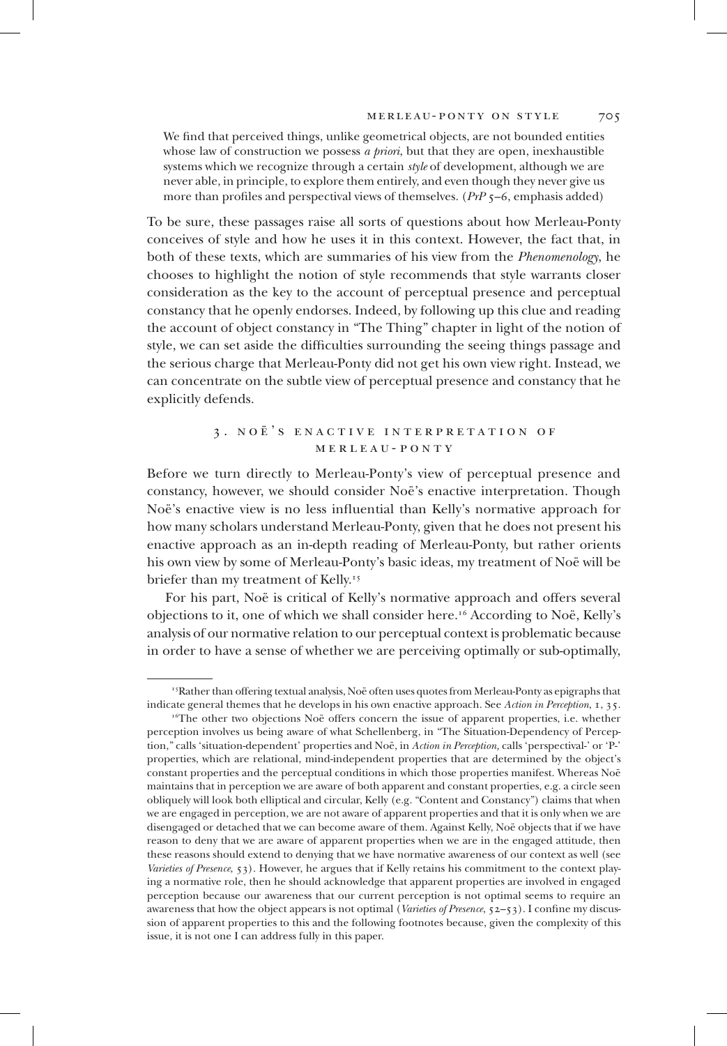> We find that perceived things, unlike geometrical objects, are not bounded entities whose law of construction we possess *a priori*, but that they are open, inexhaustible systems which we recognize through a certain *style* of development, although we are never able, in principle, to explore them entirely, and even though they never give us more than profiles and perspectival views of themselves. (*PrP* 5–6, emphasis added)

To be sure, these passages raise all sorts of questions about how Merleau-Ponty conceives of style and how he uses it in this context. However, the fact that, in both of these texts, which are summaries of his view from the *Phenomenology*, he chooses to highlight the notion of style recommends that style warrants closer consideration as the key to the account of perceptual presence and perceptual constancy that he openly endorses. Indeed, by following up this clue and reading the account of object constancy in "The Thing" chapter in light of the notion of style, we can set aside the difficulties surrounding the seeing things passage and the serious charge that Merleau-Ponty did not get his own view right. Instead, we can concentrate on the subtle view of perceptual presence and constancy that he explicitly defends.

## 3. Noë's Enactive Interpretation of Merleau-Ponty

Before we turn directly to Merleau-Ponty's view of perceptual presence and constancy, however, we should consider Noë's enactive interpretation. Though Noë's enactive view is no less influential than Kelly's normative approach for how many scholars understand Merleau-Ponty, given that he does not present his enactive approach as an in-depth reading of Merleau-Ponty, but rather orients his own view by some of Merleau-Ponty's basic ideas, my treatment of Noë will be briefer than my treatment of Kelly.[15]

For his part, Noë is critical of Kelly's normative approach and offers several objections to it, one of which we shall consider here.[16] According to Noë, Kelly's analysis of our normative relation to our perceptual context is problematic because in order to have a sense of whether we are perceiving optimally or sub-optimally,

---

[15] Rather than offering textual analysis, Noë often uses quotes from Merleau-Ponty as epigraphs that indicate general themes that he develops in his own enactive approach. See *Action in Perception*, 1, 35.

[16] The other two objections Noë offers concern the issue of apparent properties, i.e. whether perception involves us being aware of what Schellenberg, in "The Situation-Dependency of Perception," calls 'situation-dependent' properties and Noë, in *Action in Perception*, calls 'perspectival-' or 'P-' properties, which are relational, mind-independent properties that are determined by the object's constant properties and the perceptual conditions in which those properties manifest. Whereas Noë maintains that in perception we are aware of both apparent and constant properties, e.g. a circle seen obliquely will look both elliptical and circular, Kelly (e.g. "Content and Constancy") claims that when we are engaged in perception, we are not aware of apparent properties and that it is only when we are disengaged or detached that we can become aware of them. Against Kelly, Noë objects that if we have reason to deny that we are aware of apparent properties when we are in the engaged attitude, then these reasons should extend to denying that we have normative awareness of our context as well (see *Varieties of Presence*, 53). However, he argues that if Kelly retains his commitment to the context playing a normative role, then he should acknowledge that apparent properties are involved in engaged perception because our awareness that our current perception is not optimal seems to require an awareness that how the object appears is not optimal (*Varieties of Presence*, 52–53). I confine my discussion of apparent properties to this and the following footnotes because, given the complexity of this issue, it is not one I can address fully in this paper.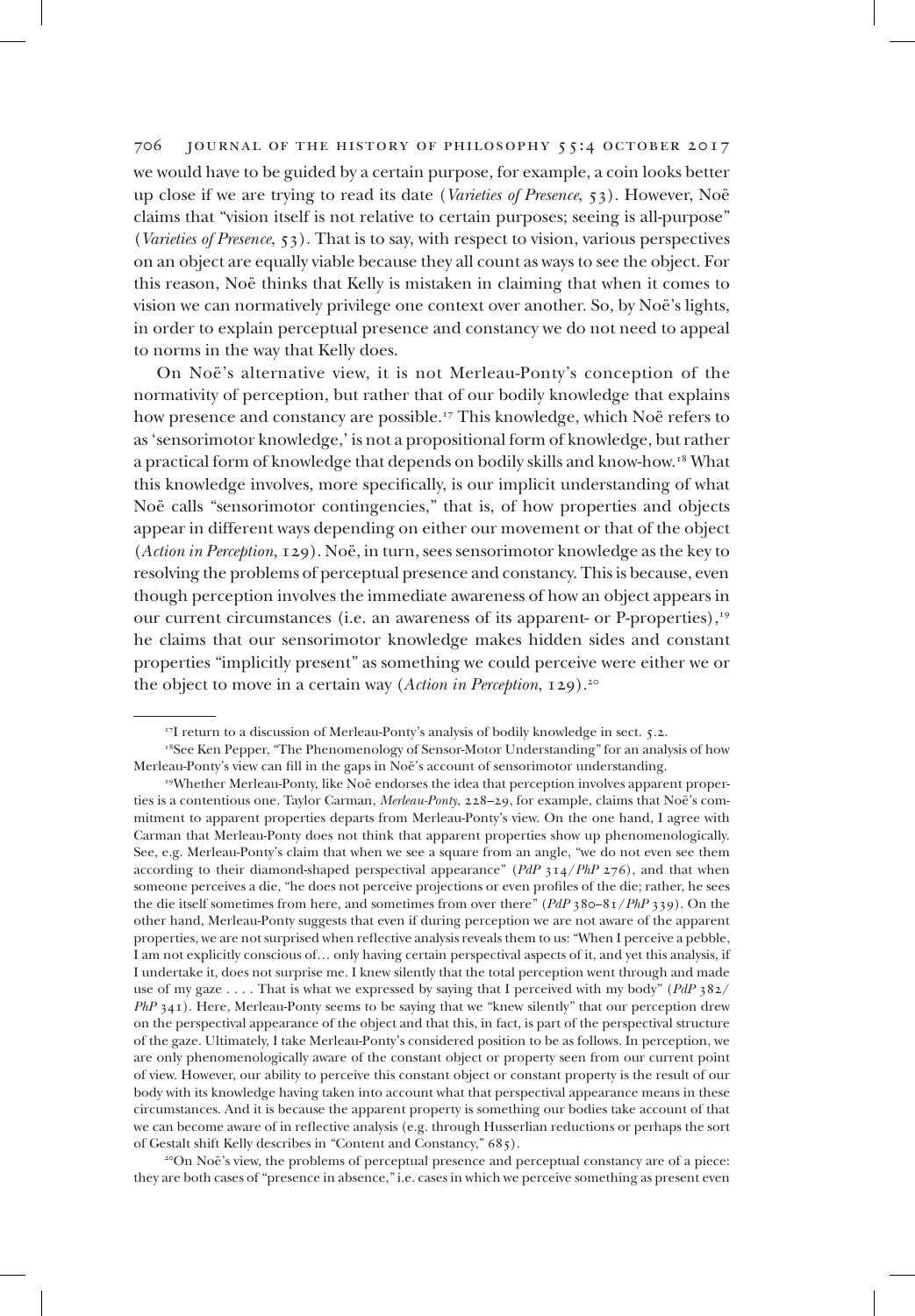we would have to be guided by a certain purpose, for example, a coin looks better up close if we are trying to read its date (*Varieties of Presence*, 53). However, Noë claims that "vision itself is not relative to certain purposes; seeing is all-purpose" (*Varieties of Presence*, 53). That is to say, with respect to vision, various perspectives on an object are equally viable because they all count as ways to see the object. For this reason, Noë thinks that Kelly is mistaken in claiming that when it comes to vision we can normatively privilege one context over another. So, by Noë's lights, in order to explain perceptual presence and constancy we do not need to appeal to norms in the way that Kelly does.

On Noë's alternative view, it is not Merleau-Ponty's conception of the normativity of perception, but rather that of our bodily knowledge that explains how presence and constancy are possible.[17] This knowledge, which Noë refers to as 'sensorimotor knowledge,' is not a propositional form of knowledge, but rather a practical form of knowledge that depends on bodily skills and know-how.[18] What this knowledge involves, more specifically, is our implicit understanding of what Noë calls "sensorimotor contingencies," that is, of how properties and objects appear in different ways depending on either our movement or that of the object (*Action in Perception*, 129). Noë, in turn, sees sensorimotor knowledge as the key to resolving the problems of perceptual presence and constancy. This is because, even though perception involves the immediate awareness of how an object appears in our current circumstances (i.e. an awareness of its apparent- or P-properties),[19] he claims that our sensorimotor knowledge makes hidden sides and constant properties "implicitly present" as something we could perceive were either we or the object to move in a certain way (*Action in Perception*, 129).[20]

---

[17]I return to a discussion of Merleau-Ponty's analysis of bodily knowledge in sect. 5.2.

[18]See Ken Pepper, "The Phenomenology of Sensor-Motor Understanding" for an analysis of how Merleau-Ponty's view can fill in the gaps in Noë's account of sensorimotor understanding.

[19]Whether Merleau-Ponty, like Noë endorses the idea that perception involves apparent properties is a contentious one. Taylor Carman, *Merleau-Ponty*, 228–29, for example, claims that Noë's commitment to apparent properties departs from Merleau-Ponty's view. On the one hand, I agree with Carman that Merleau-Ponty does not think that apparent properties show up phenomenologically. See, e.g. Merleau-Ponty's claim that when we see a square from an angle, "we do not even see them according to their diamond-shaped perspectival appearance" (*PdP* 314/*PhP* 276), and that when someone perceives a die, "he does not perceive projections or even profiles of the die; rather, he sees the die itself sometimes from here, and sometimes from over there" (*PdP* 380–81/*PhP* 339). On the other hand, Merleau-Ponty suggests that even if during perception we are not aware of the apparent properties, we are not surprised when reflective analysis reveals them to us: "When I perceive a pebble, I am not explicitly conscious of… only having certain perspectival aspects of it, and yet this analysis, if I undertake it, does not surprise me. I knew silently that the total perception went through and made use of my gaze . . . . That is what we expressed by saying that I perceived with my body" (*PdP* 382/*PhP* 341). Here, Merleau-Ponty seems to be saying that we "knew silently" that our perception drew on the perspectival appearance of the object and that this, in fact, is part of the perspectival structure of the gaze. Ultimately, I take Merleau-Ponty's considered position to be as follows. In perception, we are only phenomenologically aware of the constant object or property seen from our current point of view. However, our ability to perceive this constant object or constant property is the result of our body with its knowledge having taken into account what that perspectival appearance means in these circumstances. And it is because the apparent property is something our bodies take account of that we can become aware of in reflective analysis (e.g. through Husserlian reductions or perhaps the sort of Gestalt shift Kelly describes in "Content and Constancy," 685).

[20]On Noë's view, the problems of perceptual presence and perceptual constancy are of a piece: they are both cases of "presence in absence," i.e. cases in which we perceive something as present even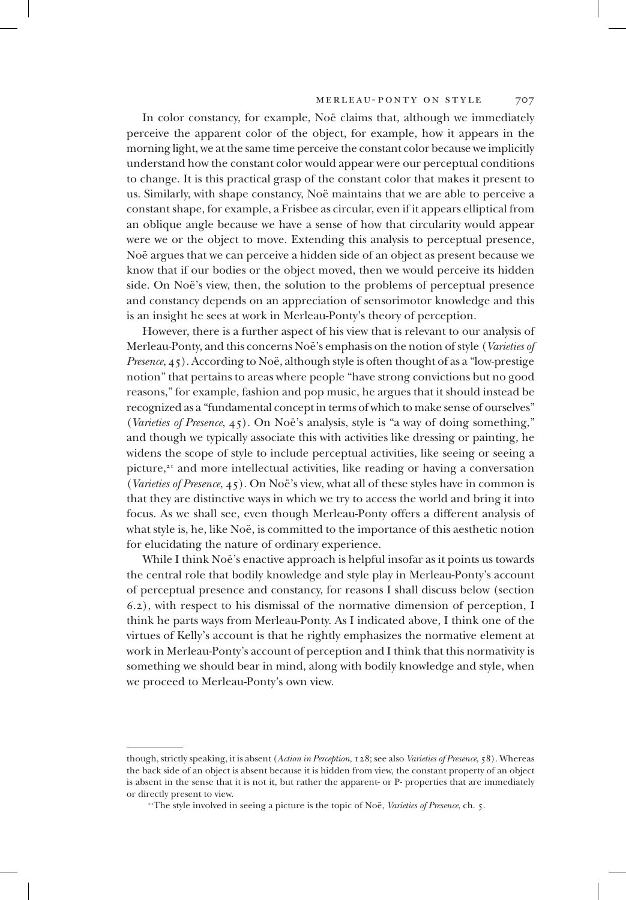In color constancy, for example, Noë claims that, although we immediately perceive the apparent color of the object, for example, how it appears in the morning light, we at the same time perceive the constant color because we implicitly understand how the constant color would appear were our perceptual conditions to change. It is this practical grasp of the constant color that makes it present to us. Similarly, with shape constancy, Noë maintains that we are able to perceive a constant shape, for example, a Frisbee as circular, even if it appears elliptical from an oblique angle because we have a sense of how that circularity would appear were we or the object to move. Extending this analysis to perceptual presence, Noë argues that we can perceive a hidden side of an object as present because we know that if our bodies or the object moved, then we would perceive its hidden side. On Noë's view, then, the solution to the problems of perceptual presence and constancy depends on an appreciation of sensorimotor knowledge and this is an insight he sees at work in Merleau-Ponty's theory of perception.

However, there is a further aspect of his view that is relevant to our analysis of Merleau-Ponty, and this concerns Noë's emphasis on the notion of style (*Varieties of Presence*, 45). According to Noë, although style is often thought of as a "low-prestige notion" that pertains to areas where people "have strong convictions but no good reasons," for example, fashion and pop music, he argues that it should instead be recognized as a "fundamental concept in terms of which to make sense of ourselves" (*Varieties of Presence*, 45). On Noë's analysis, style is "a way of doing something," and though we typically associate this with activities like dressing or painting, he widens the scope of style to include perceptual activities, like seeing or seeing a picture,[21] and more intellectual activities, like reading or having a conversation (*Varieties of Presence*, 45). On Noë's view, what all of these styles have in common is that they are distinctive ways in which we try to access the world and bring it into focus. As we shall see, even though Merleau-Ponty offers a different analysis of what style is, he, like Noë, is committed to the importance of this aesthetic notion for elucidating the nature of ordinary experience.

While I think Noë's enactive approach is helpful insofar as it points us towards the central role that bodily knowledge and style play in Merleau-Ponty's account of perceptual presence and constancy, for reasons I shall discuss below (section 6.2), with respect to his dismissal of the normative dimension of perception, I think he parts ways from Merleau-Ponty. As I indicated above, I think one of the virtues of Kelly's account is that he rightly emphasizes the normative element at work in Merleau-Ponty's account of perception and I think that this normativity is something we should bear in mind, along with bodily knowledge and style, when we proceed to Merleau-Ponty's own view.

---

though, strictly speaking, it is absent (*Action in Perception*, 128; see also *Varieties of Presence*, 58). Whereas the back side of an object is absent because it is hidden from view, the constant property of an object is absent in the sense that it is not it, but rather the apparent- or P- properties that are immediately or directly present to view.

[21] The style involved in seeing a picture is the topic of Noë, *Varieties of Presence*, ch. 5.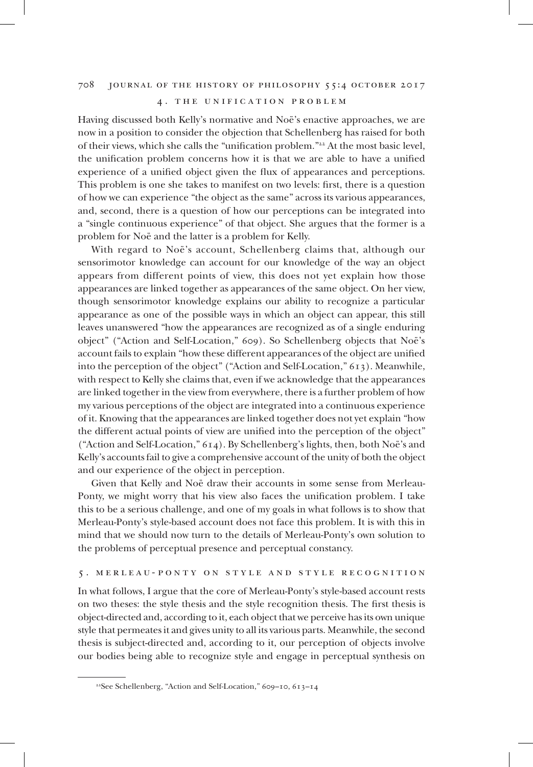## 4. the unification problem

Having discussed both Kelly's normative and Noë's enactive approaches, we are now in a position to consider the objection that Schellenberg has raised for both of their views, which she calls the "unification problem."[22] At the most basic level, the unification problem concerns how it is that we are able to have a unified experience of a unified object given the flux of appearances and perceptions. This problem is one she takes to manifest on two levels: first, there is a question of how we can experience "the object as the same" across its various appearances, and, second, there is a question of how our perceptions can be integrated into a "single continuous experience" of that object. She argues that the former is a problem for Noë and the latter is a problem for Kelly.

With regard to Noë's account, Schellenberg claims that, although our sensorimotor knowledge can account for our knowledge of the way an object appears from different points of view, this does not yet explain how those appearances are linked together as appearances of the same object. On her view, though sensorimotor knowledge explains our ability to recognize a particular appearance as one of the possible ways in which an object can appear, this still leaves unanswered "how the appearances are recognized as of a single enduring object" ("Action and Self-Location," 609). So Schellenberg objects that Noë's account fails to explain "how these different appearances of the object are unified into the perception of the object" ("Action and Self-Location," 613). Meanwhile, with respect to Kelly she claims that, even if we acknowledge that the appearances are linked together in the view from everywhere, there is a further problem of how my various perceptions of the object are integrated into a continuous experience of it. Knowing that the appearances are linked together does not yet explain "how the different actual points of view are unified into the perception of the object" ("Action and Self-Location," 614). By Schellenberg's lights, then, both Noë's and Kelly's accounts fail to give a comprehensive account of the unity of both the object and our experience of the object in perception.

Given that Kelly and Noë draw their accounts in some sense from Merleau-Ponty, we might worry that his view also faces the unification problem. I take this to be a serious challenge, and one of my goals in what follows is to show that Merleau-Ponty's style-based account does not face this problem. It is with this in mind that we should now turn to the details of Merleau-Ponty's own solution to the problems of perceptual presence and perceptual constancy.

## 5. merleau-ponty on style and style recognition

In what follows, I argue that the core of Merleau-Ponty's style-based account rests on two theses: the style thesis and the style recognition thesis. The first thesis is object-directed and, according to it, each object that we perceive has its own unique style that permeates it and gives unity to all its various parts. Meanwhile, the second thesis is subject-directed and, according to it, our perception of objects involve our bodies being able to recognize style and engage in perceptual synthesis on

---

[22] See Schellenberg, "Action and Self-Location," 609–10, 613–14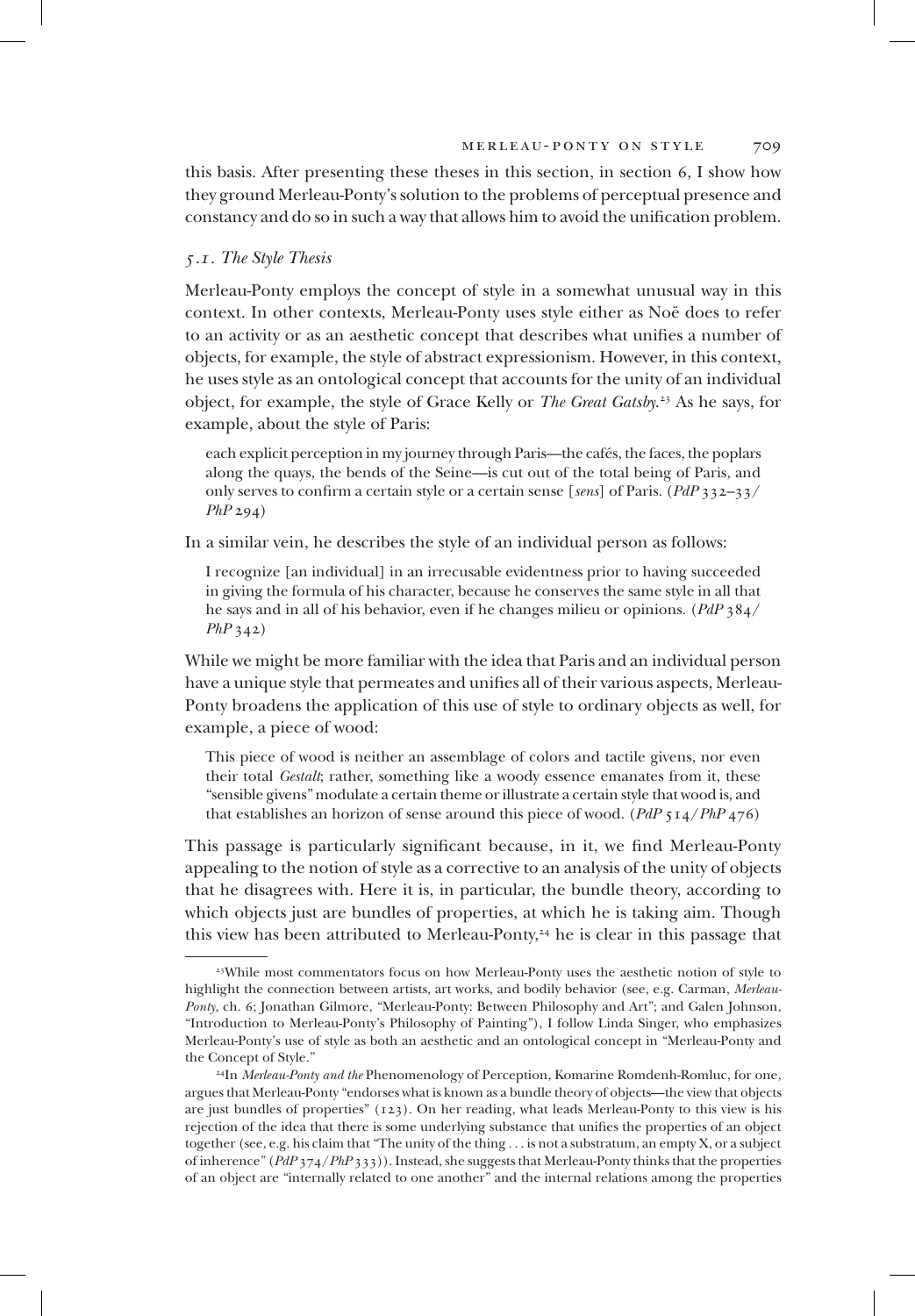this basis. After presenting these theses in this section, in section 6, I show how they ground Merleau-Ponty's solution to the problems of perceptual presence and constancy and do so in such a way that allows him to avoid the unification problem.

### *5.1. The Style Thesis*

Merleau-Ponty employs the concept of style in a somewhat unusual way in this context. In other contexts, Merleau-Ponty uses style either as Noë does to refer to an activity or as an aesthetic concept that describes what unifies a number of objects, for example, the style of abstract expressionism. However, in this context, he uses style as an ontological concept that accounts for the unity of an individual object, for example, the style of Grace Kelly or *The Great Gatsby*.[23] As he says, for example, about the style of Paris:

> each explicit perception in my journey through Paris—the cafés, the faces, the poplars along the quays, the bends of the Seine—is cut out of the total being of Paris, and only serves to confirm a certain style or a certain sense [*sens*] of Paris. (*PdP* 332–33/ *PhP* 294)

In a similar vein, he describes the style of an individual person as follows:

> I recognize [an individual] in an irrecusable evidentness prior to having succeeded in giving the formula of his character, because he conserves the same style in all that he says and in all of his behavior, even if he changes milieu or opinions. (*PdP* 384/ *PhP* 342)

While we might be more familiar with the idea that Paris and an individual person have a unique style that permeates and unifies all of their various aspects, Merleau-Ponty broadens the application of this use of style to ordinary objects as well, for example, a piece of wood:

> This piece of wood is neither an assemblage of colors and tactile givens, nor even their total *Gestalt*; rather, something like a woody essence emanates from it, these "sensible givens" modulate a certain theme or illustrate a certain style that wood is, and that establishes an horizon of sense around this piece of wood. (*PdP* 514/*PhP* 476)

This passage is particularly significant because, in it, we find Merleau-Ponty appealing to the notion of style as a corrective to an analysis of the unity of objects that he disagrees with. Here it is, in particular, the bundle theory, according to which objects just are bundles of properties, at which he is taking aim. Though this view has been attributed to Merleau-Ponty,[24] he is clear in this passage that

---

[23] While most commentators focus on how Merleau-Ponty uses the aesthetic notion of style to highlight the connection between artists, art works, and bodily behavior (see, e.g. Carman, *Merleau-Ponty*, ch. 6; Jonathan Gilmore, "Merleau-Ponty: Between Philosophy and Art"; and Galen Johnson, "Introduction to Merleau-Ponty's Philosophy of Painting"), I follow Linda Singer, who emphasizes Merleau-Ponty's use of style as both an aesthetic and an ontological concept in "Merleau-Ponty and the Concept of Style."

[24] In *Merleau-Ponty and the* Phenomenology of Perception, Komarine Romdenh-Romluc, for one, argues that Merleau-Ponty "endorses what is known as a bundle theory of objects—the view that objects are just bundles of properties" (123). On her reading, what leads Merleau-Ponty to this view is his rejection of the idea that there is some underlying substance that unifies the properties of an object together (see, e.g. his claim that "The unity of the thing . . . is not a substratum, an empty X, or a subject of inherence" (*PdP* 374/*PhP* 333)). Instead, she suggests that Merleau-Ponty thinks that the properties of an object are "internally related to one another" and the internal relations among the properties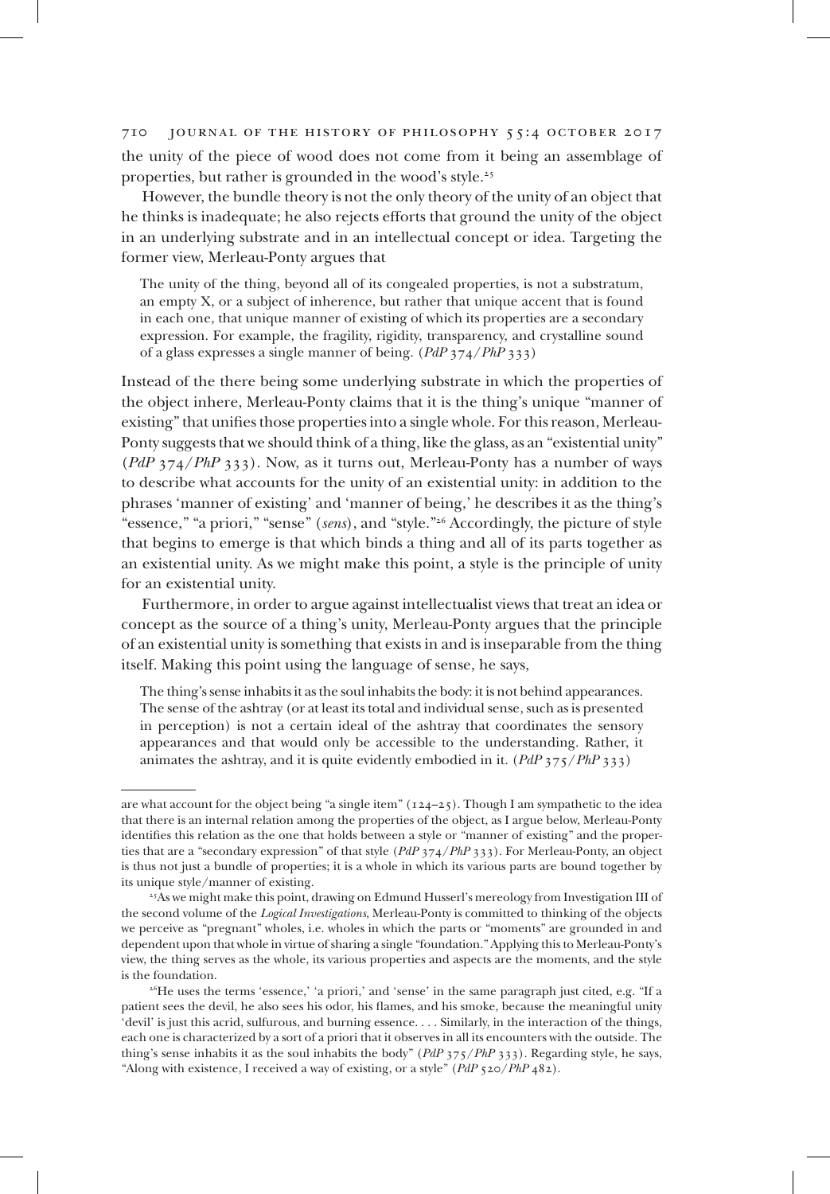the unity of the piece of wood does not come from it being an assemblage of properties, but rather is grounded in the wood's style.[25]

However, the bundle theory is not the only theory of the unity of an object that he thinks is inadequate; he also rejects efforts that ground the unity of the object in an underlying substrate and in an intellectual concept or idea. Targeting the former view, Merleau-Ponty argues that

> The unity of the thing, beyond all of its congealed properties, is not a substratum, an empty X, or a subject of inherence, but rather that unique accent that is found in each one, that unique manner of existing of which its properties are a secondary expression. For example, the fragility, rigidity, transparency, and crystalline sound of a glass expresses a single manner of being. (*PdP* 374/*PhP* 333)

Instead of the there being some underlying substrate in which the properties of the object inhere, Merleau-Ponty claims that it is the thing's unique "manner of existing" that unifies those properties into a single whole. For this reason, Merleau-Ponty suggests that we should think of a thing, like the glass, as an "existential unity" (*PdP* 374/*PhP* 333). Now, as it turns out, Merleau-Ponty has a number of ways to describe what accounts for the unity of an existential unity: in addition to the phrases 'manner of existing' and 'manner of being,' he describes it as the thing's "essence," "a priori," "sense" (*sens*), and "style."[26] Accordingly, the picture of style that begins to emerge is that which binds a thing and all of its parts together as an existential unity. As we might make this point, a style is the principle of unity for an existential unity.

Furthermore, in order to argue against intellectualist views that treat an idea or concept as the source of a thing's unity, Merleau-Ponty argues that the principle of an existential unity is something that exists in and is inseparable from the thing itself. Making this point using the language of sense, he says,

> The thing's sense inhabits it as the soul inhabits the body: it is not behind appearances. The sense of the ashtray (or at least its total and individual sense, such as is presented in perception) is not a certain ideal of the ashtray that coordinates the sensory appearances and that would only be accessible to the understanding. Rather, it animates the ashtray, and it is quite evidently embodied in it. (*PdP* 375/*PhP* 333)

---

are what account for the object being "a single item" (124–25). Though I am sympathetic to the idea that there is an internal relation among the properties of the object, as I argue below, Merleau-Ponty identifies this relation as the one that holds between a style or "manner of existing" and the properties that are a "secondary expression" of that style (*PdP* 374/*PhP* 333). For Merleau-Ponty, an object is thus not just a bundle of properties; it is a whole in which its various parts are bound together by its unique style/manner of existing.

[25] As we might make this point, drawing on Edmund Husserl's mereology from Investigation III of the second volume of the *Logical Investigations*, Merleau-Ponty is committed to thinking of the objects we perceive as "pregnant" wholes, i.e. wholes in which the parts or "moments" are grounded in and dependent upon that whole in virtue of sharing a single "foundation." Applying this to Merleau-Ponty's view, the thing serves as the whole, its various properties and aspects are the moments, and the style is the foundation.

[26] He uses the terms 'essence,' 'a priori,' and 'sense' in the same paragraph just cited, e.g. "If a patient sees the devil, he also sees his odor, his flames, and his smoke, because the meaningful unity 'devil' is just this acrid, sulfurous, and burning essence. . . . Similarly, in the interaction of the things, each one is characterized by a sort of a priori that it observes in all its encounters with the outside. The thing's sense inhabits it as the soul inhabits the body" (*PdP* 375/*PhP* 333). Regarding style, he says, "Along with existence, I received a way of existing, or a style" (*PdP* 520/*PhP* 482).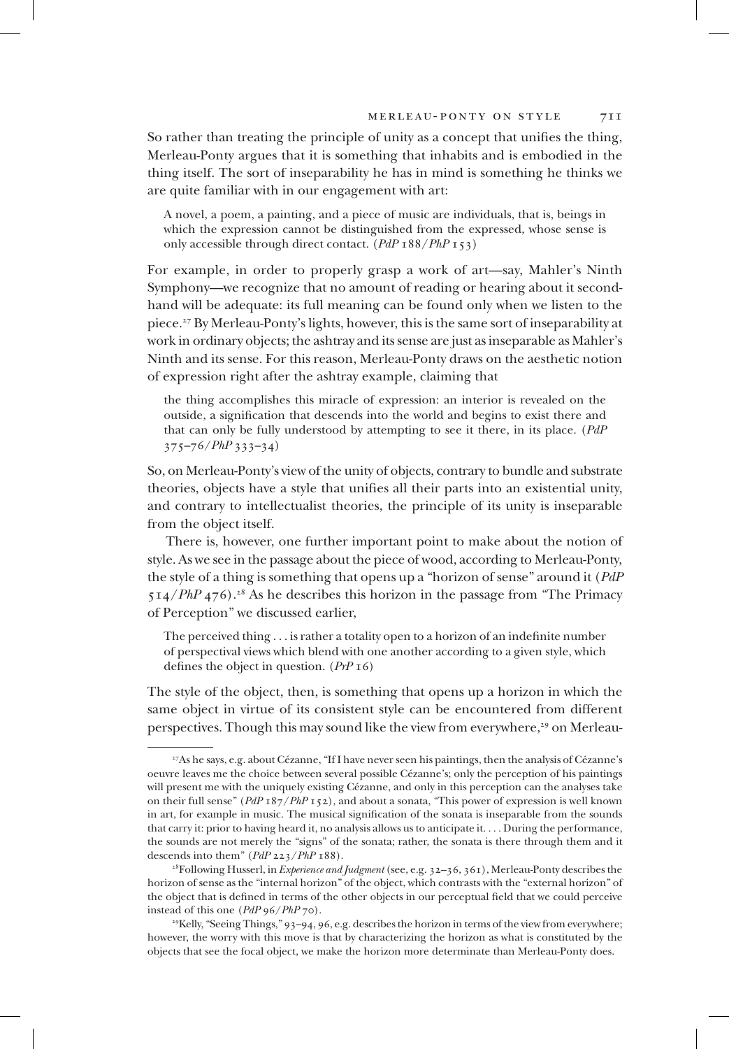So rather than treating the principle of unity as a concept that unifies the thing, Merleau-Ponty argues that it is something that inhabits and is embodied in the thing itself. The sort of inseparability he has in mind is something he thinks we are quite familiar with in our engagement with art:

> A novel, a poem, a painting, and a piece of music are individuals, that is, beings in which the expression cannot be distinguished from the expressed, whose sense is only accessible through direct contact. (*PdP* 188/*PhP* 153)

For example, in order to properly grasp a work of art—say, Mahler's Ninth Symphony—we recognize that no amount of reading or hearing about it second-hand will be adequate: its full meaning can be found only when we listen to the piece.[27] By Merleau-Ponty's lights, however, this is the same sort of inseparability at work in ordinary objects; the ashtray and its sense are just as inseparable as Mahler's Ninth and its sense. For this reason, Merleau-Ponty draws on the aesthetic notion of expression right after the ashtray example, claiming that

> the thing accomplishes this miracle of expression: an interior is revealed on the outside, a signification that descends into the world and begins to exist there and that can only be fully understood by attempting to see it there, in its place. (*PdP* 375–76/*PhP* 333–34)

So, on Merleau-Ponty's view of the unity of objects, contrary to bundle and substrate theories, objects have a style that unifies all their parts into an existential unity, and contrary to intellectualist theories, the principle of its unity is inseparable from the object itself.

There is, however, one further important point to make about the notion of style. As we see in the passage about the piece of wood, according to Merleau-Ponty, the style of a thing is something that opens up a "horizon of sense" around it (*PdP* 514/*PhP* 476).[28] As he describes this horizon in the passage from "The Primacy of Perception" we discussed earlier,

> The perceived thing . . . is rather a totality open to a horizon of an indefinite number of perspectival views which blend with one another according to a given style, which defines the object in question. (*PrP* 16)

The style of the object, then, is something that opens up a horizon in which the same object in virtue of its consistent style can be encountered from different perspectives. Though this may sound like the view from everywhere,[29] on Merleau-

---

[27] As he says, e.g. about Cézanne, "If I have never seen his paintings, then the analysis of Cézanne's oeuvre leaves me the choice between several possible Cézanne's; only the perception of his paintings will present me with the uniquely existing Cézanne, and only in this perception can the analyses take on their full sense" (*PdP* 187/*PhP* 152), and about a sonata, "This power of expression is well known in art, for example in music. The musical signification of the sonata is inseparable from the sounds that carry it: prior to having heard it, no analysis allows us to anticipate it. . . . During the performance, the sounds are not merely the "signs" of the sonata; rather, the sonata is there through them and it descends into them" (*PdP* 223/*PhP* 188).

[28] Following Husserl, in *Experience and Judgment* (see, e.g. 32–36, 361), Merleau-Ponty describes the horizon of sense as the "internal horizon" of the object, which contrasts with the "external horizon" of the object that is defined in terms of the other objects in our perceptual field that we could perceive instead of this one (*PdP* 96/*PhP* 70).

[29] Kelly, "Seeing Things," 93–94, 96, e.g. describes the horizon in terms of the view from everywhere; however, the worry with this move is that by characterizing the horizon as what is constituted by the objects that see the focal object, we make the horizon more determinate than Merleau-Ponty does.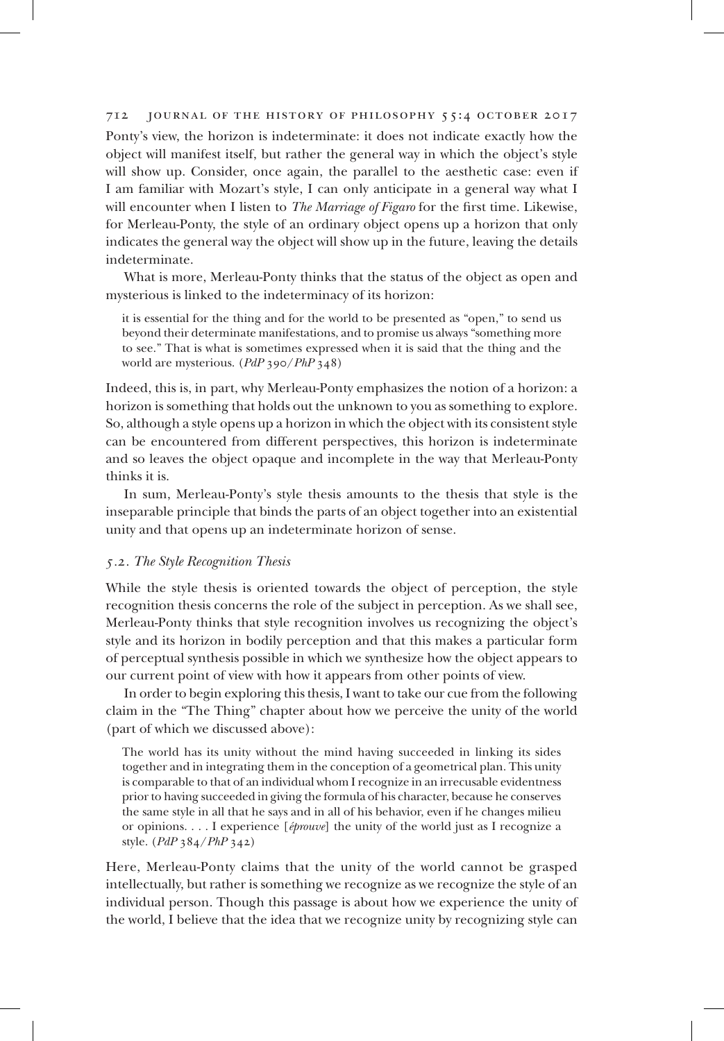Ponty's view, the horizon is indeterminate: it does not indicate exactly how the object will manifest itself, but rather the general way in which the object's style will show up. Consider, once again, the parallel to the aesthetic case: even if I am familiar with Mozart's style, I can only anticipate in a general way what I will encounter when I listen to *The Marriage of Figaro* for the first time. Likewise, for Merleau-Ponty, the style of an ordinary object opens up a horizon that only indicates the general way the object will show up in the future, leaving the details indeterminate.

What is more, Merleau-Ponty thinks that the status of the object as open and mysterious is linked to the indeterminacy of its horizon:

> it is essential for the thing and for the world to be presented as "open," to send us beyond their determinate manifestations, and to promise us always "something more to see." That is what is sometimes expressed when it is said that the thing and the world are mysterious. (*PdP* 390/*PhP* 348)

Indeed, this is, in part, why Merleau-Ponty emphasizes the notion of a horizon: a horizon is something that holds out the unknown to you as something to explore. So, although a style opens up a horizon in which the object with its consistent style can be encountered from different perspectives, this horizon is indeterminate and so leaves the object opaque and incomplete in the way that Merleau-Ponty thinks it is.

In sum, Merleau-Ponty's style thesis amounts to the thesis that style is the inseparable principle that binds the parts of an object together into an existential unity and that opens up an indeterminate horizon of sense.

### 5.2. *The Style Recognition Thesis*

While the style thesis is oriented towards the object of perception, the style recognition thesis concerns the role of the subject in perception. As we shall see, Merleau-Ponty thinks that style recognition involves us recognizing the object's style and its horizon in bodily perception and that this makes a particular form of perceptual synthesis possible in which we synthesize how the object appears to our current point of view with how it appears from other points of view.

In order to begin exploring this thesis, I want to take our cue from the following claim in the "The Thing" chapter about how we perceive the unity of the world (part of which we discussed above):

> The world has its unity without the mind having succeeded in linking its sides together and in integrating them in the conception of a geometrical plan. This unity is comparable to that of an individual whom I recognize in an irrecusable evidentness prior to having succeeded in giving the formula of his character, because he conserves the same style in all that he says and in all of his behavior, even if he changes milieu or opinions. . . . I experience [*éprouve*] the unity of the world just as I recognize a style. (*PdP* 384/*PhP* 342)

Here, Merleau-Ponty claims that the unity of the world cannot be grasped intellectually, but rather is something we recognize as we recognize the style of an individual person. Though this passage is about how we experience the unity of the world, I believe that the idea that we recognize unity by recognizing style can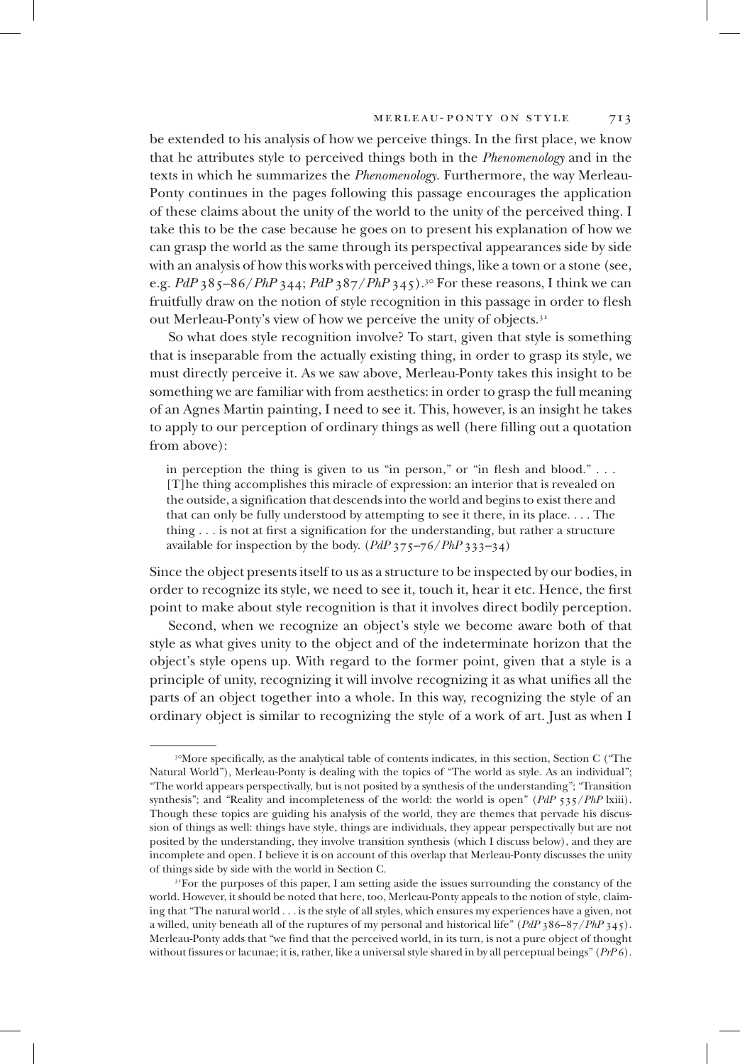be extended to his analysis of how we perceive things. In the first place, we know that he attributes style to perceived things both in the *Phenomenology* and in the texts in which he summarizes the *Phenomenology*. Furthermore, the way Merleau-Ponty continues in the pages following this passage encourages the application of these claims about the unity of the world to the unity of the perceived thing. I take this to be the case because he goes on to present his explanation of how we can grasp the world as the same through its perspectival appearances side by side with an analysis of how this works with perceived things, like a town or a stone (see, e.g. *PdP* 385–86/*PhP* 344; *PdP* 387/*PhP* 345).[30] For these reasons, I think we can fruitfully draw on the notion of style recognition in this passage in order to flesh out Merleau-Ponty's view of how we perceive the unity of objects.[31]

So what does style recognition involve? To start, given that style is something that is inseparable from the actually existing thing, in order to grasp its style, we must directly perceive it. As we saw above, Merleau-Ponty takes this insight to be something we are familiar with from aesthetics: in order to grasp the full meaning of an Agnes Martin painting, I need to see it. This, however, is an insight he takes to apply to our perception of ordinary things as well (here filling out a quotation from above):

> in perception the thing is given to us "in person," or "in flesh and blood." . . . [T]he thing accomplishes this miracle of expression: an interior that is revealed on the outside, a signification that descends into the world and begins to exist there and that can only be fully understood by attempting to see it there, in its place. . . . The thing . . . is not at first a signification for the understanding, but rather a structure available for inspection by the body. (*PdP* 375–76/*PhP* 333–34)

Since the object presents itself to us as a structure to be inspected by our bodies, in order to recognize its style, we need to see it, touch it, hear it etc. Hence, the first point to make about style recognition is that it involves direct bodily perception.

Second, when we recognize an object's style we become aware both of that style as what gives unity to the object and of the indeterminate horizon that the object's style opens up. With regard to the former point, given that a style is a principle of unity, recognizing it will involve recognizing it as what unifies all the parts of an object together into a whole. In this way, recognizing the style of an ordinary object is similar to recognizing the style of a work of art. Just as when I

---

[30]More specifically, as the analytical table of contents indicates, in this section, Section C ("The Natural World"), Merleau-Ponty is dealing with the topics of "The world as style. As an individual"; "The world appears perspectivally, but is not posited by a synthesis of the understanding"; "Transition synthesis"; and "Reality and incompleteness of the world: the world is open" (*PdP* 535/*PhP* lxiii). Though these topics are guiding his analysis of the world, they are themes that pervade his discussion of things as well: things have style, things are individuals, they appear perspectivally but are not posited by the understanding, they involve transition synthesis (which I discuss below), and they are incomplete and open. I believe it is on account of this overlap that Merleau-Ponty discusses the unity of things side by side with the world in Section C.

[31]For the purposes of this paper, I am setting aside the issues surrounding the constancy of the world. However, it should be noted that here, too, Merleau-Ponty appeals to the notion of style, claiming that "The natural world . . . is the style of all styles, which ensures my experiences have a given, not a willed, unity beneath all of the ruptures of my personal and historical life" (*PdP* 386–87/*PhP* 345). Merleau-Ponty adds that "we find that the perceived world, in its turn, is not a pure object of thought without fissures or lacunae; it is, rather, like a universal style shared in by all perceptual beings" (*PrP* 6).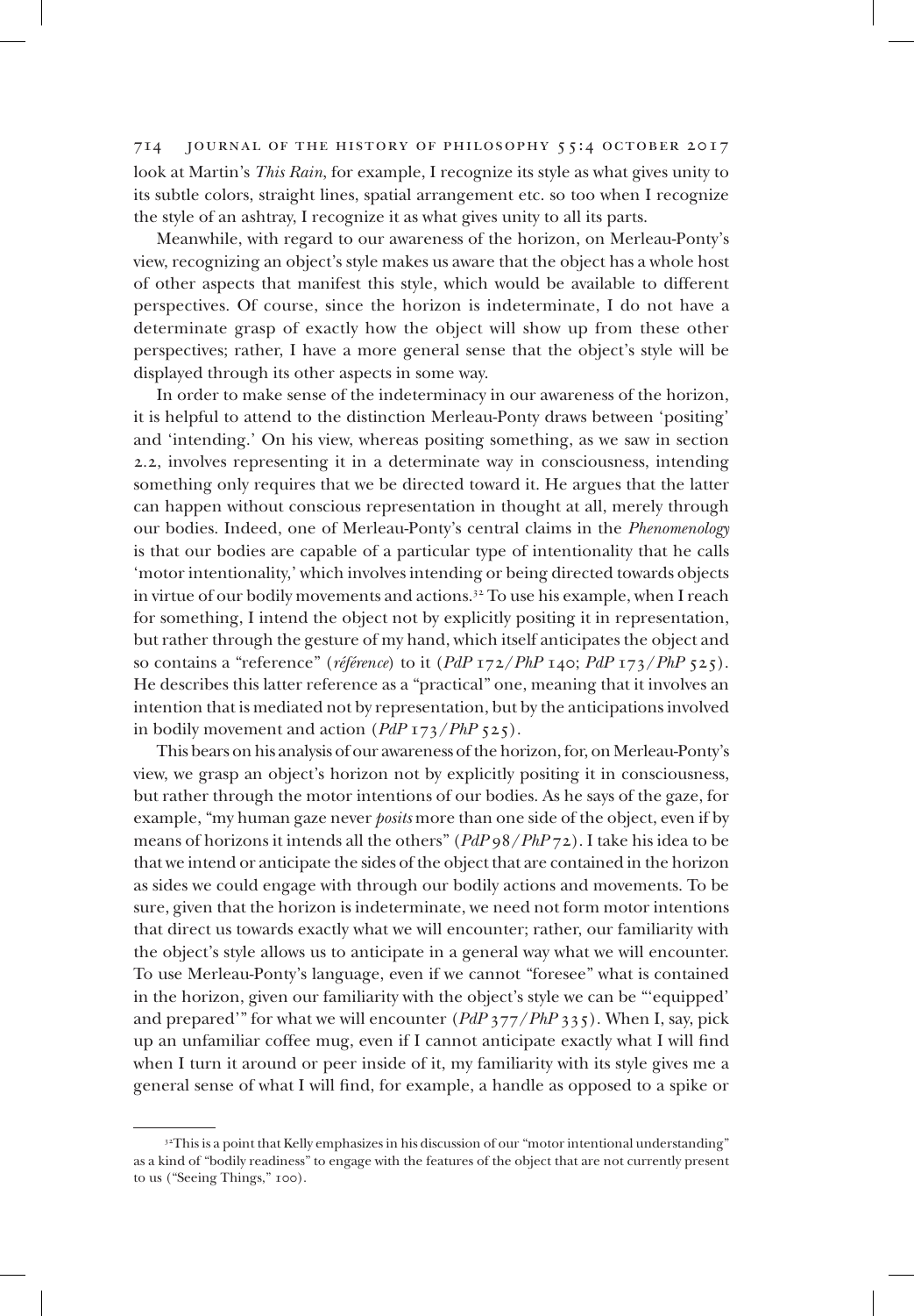look at Martin's *This Rain*, for example, I recognize its style as what gives unity to its subtle colors, straight lines, spatial arrangement etc. so too when I recognize the style of an ashtray, I recognize it as what gives unity to all its parts.

Meanwhile, with regard to our awareness of the horizon, on Merleau-Ponty's view, recognizing an object's style makes us aware that the object has a whole host of other aspects that manifest this style, which would be available to different perspectives. Of course, since the horizon is indeterminate, I do not have a determinate grasp of exactly how the object will show up from these other perspectives; rather, I have a more general sense that the object's style will be displayed through its other aspects in some way.

In order to make sense of the indeterminacy in our awareness of the horizon, it is helpful to attend to the distinction Merleau-Ponty draws between 'positing' and 'intending.' On his view, whereas positing something, as we saw in section 2.2, involves representing it in a determinate way in consciousness, intending something only requires that we be directed toward it. He argues that the latter can happen without conscious representation in thought at all, merely through our bodies. Indeed, one of Merleau-Ponty's central claims in the *Phenomenology* is that our bodies are capable of a particular type of intentionality that he calls 'motor intentionality,' which involves intending or being directed towards objects in virtue of our bodily movements and actions.[32] To use his example, when I reach for something, I intend the object not by explicitly positing it in representation, but rather through the gesture of my hand, which itself anticipates the object and so contains a "reference" (*référence*) to it (*PdP* 172/*PhP* 140; *PdP* 173/*PhP* 525). He describes this latter reference as a "practical" one, meaning that it involves an intention that is mediated not by representation, but by the anticipations involved in bodily movement and action (*PdP* 173/*PhP* 525).

This bears on his analysis of our awareness of the horizon, for, on Merleau-Ponty's view, we grasp an object's horizon not by explicitly positing it in consciousness, but rather through the motor intentions of our bodies. As he says of the gaze, for example, "my human gaze never *posits* more than one side of the object, even if by means of horizons it intends all the others" (*PdP* 98/*PhP* 72). I take his idea to be that we intend or anticipate the sides of the object that are contained in the horizon as sides we could engage with through our bodily actions and movements. To be sure, given that the horizon is indeterminate, we need not form motor intentions that direct us towards exactly what we will encounter; rather, our familiarity with the object's style allows us to anticipate in a general way what we will encounter. To use Merleau-Ponty's language, even if we cannot "foresee" what is contained in the horizon, given our familiarity with the object's style we can be "'equipped' and prepared'" for what we will encounter (*PdP* 377/*PhP* 335). When I, say, pick up an unfamiliar coffee mug, even if I cannot anticipate exactly what I will find when I turn it around or peer inside of it, my familiarity with its style gives me a general sense of what I will find, for example, a handle as opposed to a spike or

---

[32] This is a point that Kelly emphasizes in his discussion of our "motor intentional understanding" as a kind of "bodily readiness" to engage with the features of the object that are not currently present to us ("Seeing Things," 100).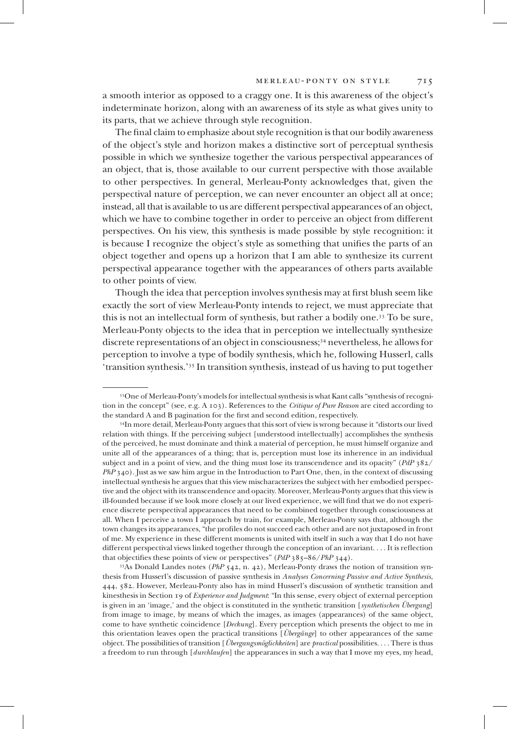a smooth interior as opposed to a craggy one. It is this awareness of the object's indeterminate horizon, along with an awareness of its style as what gives unity to its parts, that we achieve through style recognition.

The final claim to emphasize about style recognition is that our bodily awareness of the object's style and horizon makes a distinctive sort of perceptual synthesis possible in which we synthesize together the various perspectival appearances of an object, that is, those available to our current perspective with those available to other perspectives. In general, Merleau-Ponty acknowledges that, given the perspectival nature of perception, we can never encounter an object all at once; instead, all that is available to us are different perspectival appearances of an object, which we have to combine together in order to perceive an object from different perspectives. On his view, this synthesis is made possible by style recognition: it is because I recognize the object's style as something that unifies the parts of an object together and opens up a horizon that I am able to synthesize its current perspectival appearance together with the appearances of others parts available to other points of view.

Though the idea that perception involves synthesis may at first blush seem like exactly the sort of view Merleau-Ponty intends to reject, we must appreciate that this is not an intellectual form of synthesis, but rather a bodily one.[33] To be sure, Merleau-Ponty objects to the idea that in perception we intellectually synthesize discrete representations of an object in consciousness;[34] nevertheless, he allows for perception to involve a type of bodily synthesis, which he, following Husserl, calls 'transition synthesis.'[35] In transition synthesis, instead of us having to put together

[33]One of Merleau-Ponty's models for intellectual synthesis is what Kant calls "synthesis of recognition in the concept" (see, e.g. A 103). References to the *Critique of Pure Reason* are cited according to the standard A and B pagination for the first and second edition, respectively.

[34]In more detail, Merleau-Ponty argues that this sort of view is wrong because it "distorts our lived relation with things. If the perceiving subject [understood intellectually] accomplishes the synthesis of the perceived, he must dominate and think a material of perception, he must himself organize and unite all of the appearances of a thing; that is, perception must lose its inherence in an individual subject and in a point of view, and the thing must lose its transcendence and its opacity" (*PdP* 382/*PhP* 340). Just as we saw him argue in the Introduction to Part One, then, in the context of discussing intellectual synthesis he argues that this view mischaracterizes the subject with her embodied perspective and the object with its transcendence and opacity. Moreover, Merleau-Ponty argues that this view is ill-founded because if we look more closely at our lived experience, we will find that we do not experience discrete perspectival appearances that need to be combined together through consciousness at all. When I perceive a town I approach by train, for example, Merleau-Ponty says that, although the town changes its appearances, "the profiles do not succeed each other and are not juxtaposed in front of me. My experience in these different moments is united with itself in such a way that I do not have different perspectival views linked together through the conception of an invariant. . . . It is reflection that objectifies these points of view or perspectives" (*PdP* 385–86/*PhP* 344).

[35]As Donald Landes notes (*PhP* 542, n. 42), Merleau-Ponty draws the notion of transition synthesis from Husserl's discussion of passive synthesis in *Analyses Concerning Passive and Active Synthesis*, 444, 582. However, Merleau-Ponty also has in mind Husserl's discussion of synthetic transition and kinesthesis in Section 19 of *Experience and Judgment*: "In this sense, every object of external perception is given in an 'image,' and the object is constituted in the synthetic transition [*synthetischen Übergang*] from image to image, by means of which the images, as images (appearances) of the same object, come to have synthetic coincidence [*Deckung*]. Every perception which presents the object to me in this orientation leaves open the practical transitions [*Übergänge*] to other appearances of the same object. The possibilities of transition [*Übergangsmöglichkeiten*] are *practical* possibilities. . . . There is thus a freedom to run through [*durchlaufen*] the appearances in such a way that I move my eyes, my head,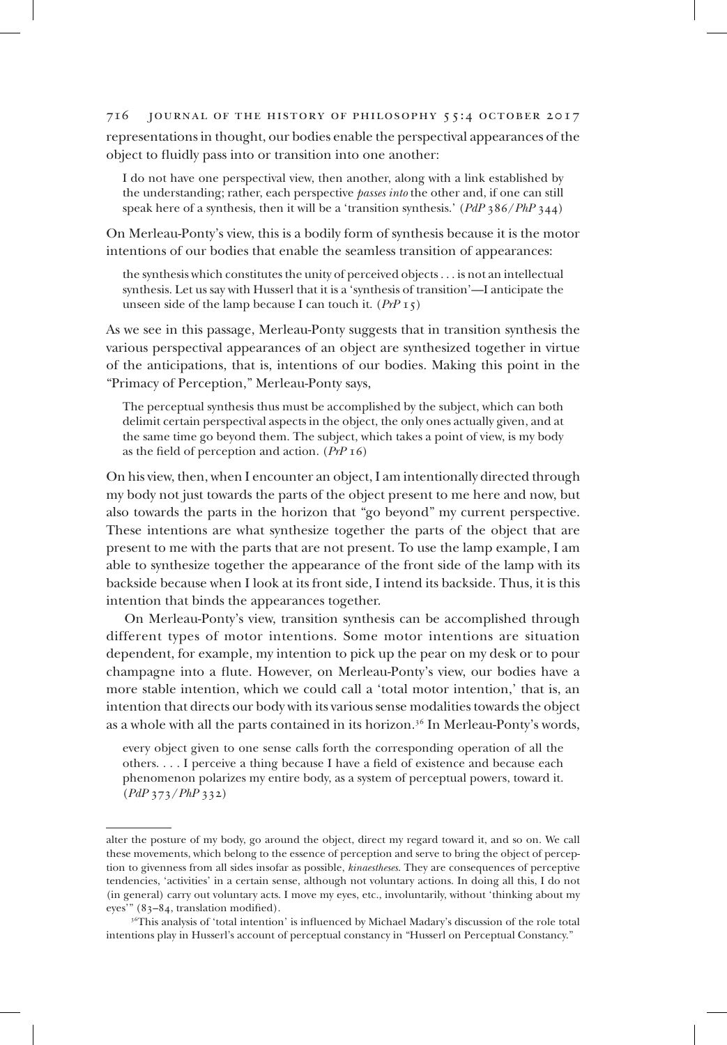representations in thought, our bodies enable the perspectival appearances of the object to fluidly pass into or transition into one another:

> I do not have one perspectival view, then another, along with a link established by the understanding; rather, each perspective *passes into* the other and, if one can still speak here of a synthesis, then it will be a 'transition synthesis.' (*PdP* 386/*PhP* 344)

On Merleau-Ponty's view, this is a bodily form of synthesis because it is the motor intentions of our bodies that enable the seamless transition of appearances:

> the synthesis which constitutes the unity of perceived objects . . . is not an intellectual synthesis. Let us say with Husserl that it is a 'synthesis of transition'—I anticipate the unseen side of the lamp because I can touch it. (*PrP* 15)

As we see in this passage, Merleau-Ponty suggests that in transition synthesis the various perspectival appearances of an object are synthesized together in virtue of the anticipations, that is, intentions of our bodies. Making this point in the "Primacy of Perception," Merleau-Ponty says,

> The perceptual synthesis thus must be accomplished by the subject, which can both delimit certain perspectival aspects in the object, the only ones actually given, and at the same time go beyond them. The subject, which takes a point of view, is my body as the field of perception and action. (*PrP* 16)

On his view, then, when I encounter an object, I am intentionally directed through my body not just towards the parts of the object present to me here and now, but also towards the parts in the horizon that "go beyond" my current perspective. These intentions are what synthesize together the parts of the object that are present to me with the parts that are not present. To use the lamp example, I am able to synthesize together the appearance of the front side of the lamp with its backside because when I look at its front side, I intend its backside. Thus, it is this intention that binds the appearances together.

On Merleau-Ponty's view, transition synthesis can be accomplished through different types of motor intentions. Some motor intentions are situation dependent, for example, my intention to pick up the pear on my desk or to pour champagne into a flute. However, on Merleau-Ponty's view, our bodies have a more stable intention, which we could call a 'total motor intention,' that is, an intention that directs our body with its various sense modalities towards the object as a whole with all the parts contained in its horizon.[36] In Merleau-Ponty's words,

> every object given to one sense calls forth the corresponding operation of all the others. . . . I perceive a thing because I have a field of existence and because each phenomenon polarizes my entire body, as a system of perceptual powers, toward it. (*PdP* 373/*PhP* 332)

---

alter the posture of my body, go around the object, direct my regard toward it, and so on. We call these movements, which belong to the essence of perception and serve to bring the object of perception to givenness from all sides insofar as possible, *kinaestheses*. They are consequences of perceptive tendencies, 'activities' in a certain sense, although not voluntary actions. In doing all this, I do not (in general) carry out voluntary acts. I move my eyes, etc., involuntarily, without 'thinking about my eyes'" (83–84, translation modified).

[36] This analysis of 'total intention' is influenced by Michael Madary's discussion of the role total intentions play in Husserl's account of perceptual constancy in "Husserl on Perceptual Constancy."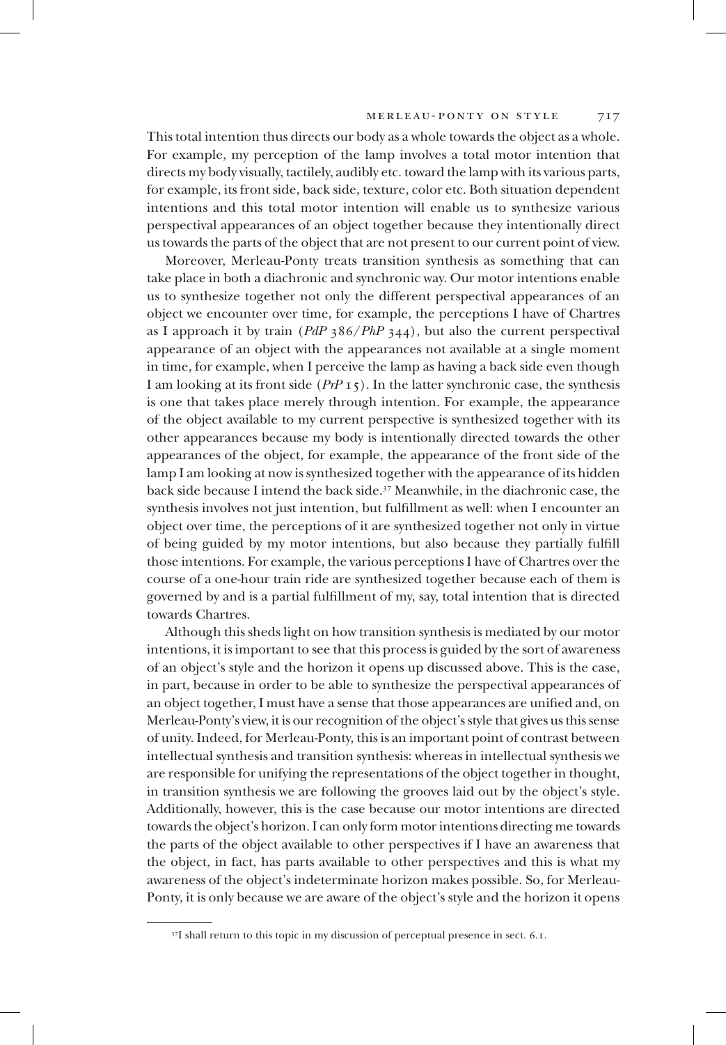This total intention thus directs our body as a whole towards the object as a whole. For example, my perception of the lamp involves a total motor intention that directs my body visually, tactilely, audibly etc. toward the lamp with its various parts, for example, its front side, back side, texture, color etc. Both situation dependent intentions and this total motor intention will enable us to synthesize various perspectival appearances of an object together because they intentionally direct us towards the parts of the object that are not present to our current point of view.

Moreover, Merleau-Ponty treats transition synthesis as something that can take place in both a diachronic and synchronic way. Our motor intentions enable us to synthesize together not only the different perspectival appearances of an object we encounter over time, for example, the perceptions I have of Chartres as I approach it by train (*PdP* 386/*PhP* 344), but also the current perspectival appearance of an object with the appearances not available at a single moment in time, for example, when I perceive the lamp as having a back side even though I am looking at its front side (*PrP* 15). In the latter synchronic case, the synthesis is one that takes place merely through intention. For example, the appearance of the object available to my current perspective is synthesized together with its other appearances because my body is intentionally directed towards the other appearances of the object, for example, the appearance of the front side of the lamp I am looking at now is synthesized together with the appearance of its hidden back side because I intend the back side.[37] Meanwhile, in the diachronic case, the synthesis involves not just intention, but fulfillment as well: when I encounter an object over time, the perceptions of it are synthesized together not only in virtue of being guided by my motor intentions, but also because they partially fulfill those intentions. For example, the various perceptions I have of Chartres over the course of a one-hour train ride are synthesized together because each of them is governed by and is a partial fulfillment of my, say, total intention that is directed towards Chartres.

Although this sheds light on how transition synthesis is mediated by our motor intentions, it is important to see that this process is guided by the sort of awareness of an object's style and the horizon it opens up discussed above. This is the case, in part, because in order to be able to synthesize the perspectival appearances of an object together, I must have a sense that those appearances are unified and, on Merleau-Ponty's view, it is our recognition of the object's style that gives us this sense of unity. Indeed, for Merleau-Ponty, this is an important point of contrast between intellectual synthesis and transition synthesis: whereas in intellectual synthesis we are responsible for unifying the representations of the object together in thought, in transition synthesis we are following the grooves laid out by the object's style. Additionally, however, this is the case because our motor intentions are directed towards the object's horizon. I can only form motor intentions directing me towards the parts of the object available to other perspectives if I have an awareness that the object, in fact, has parts available to other perspectives and this is what my awareness of the object's indeterminate horizon makes possible. So, for Merleau-Ponty, it is only because we are aware of the object's style and the horizon it opens

[37] I shall return to this topic in my discussion of perceptual presence in sect. 6.1.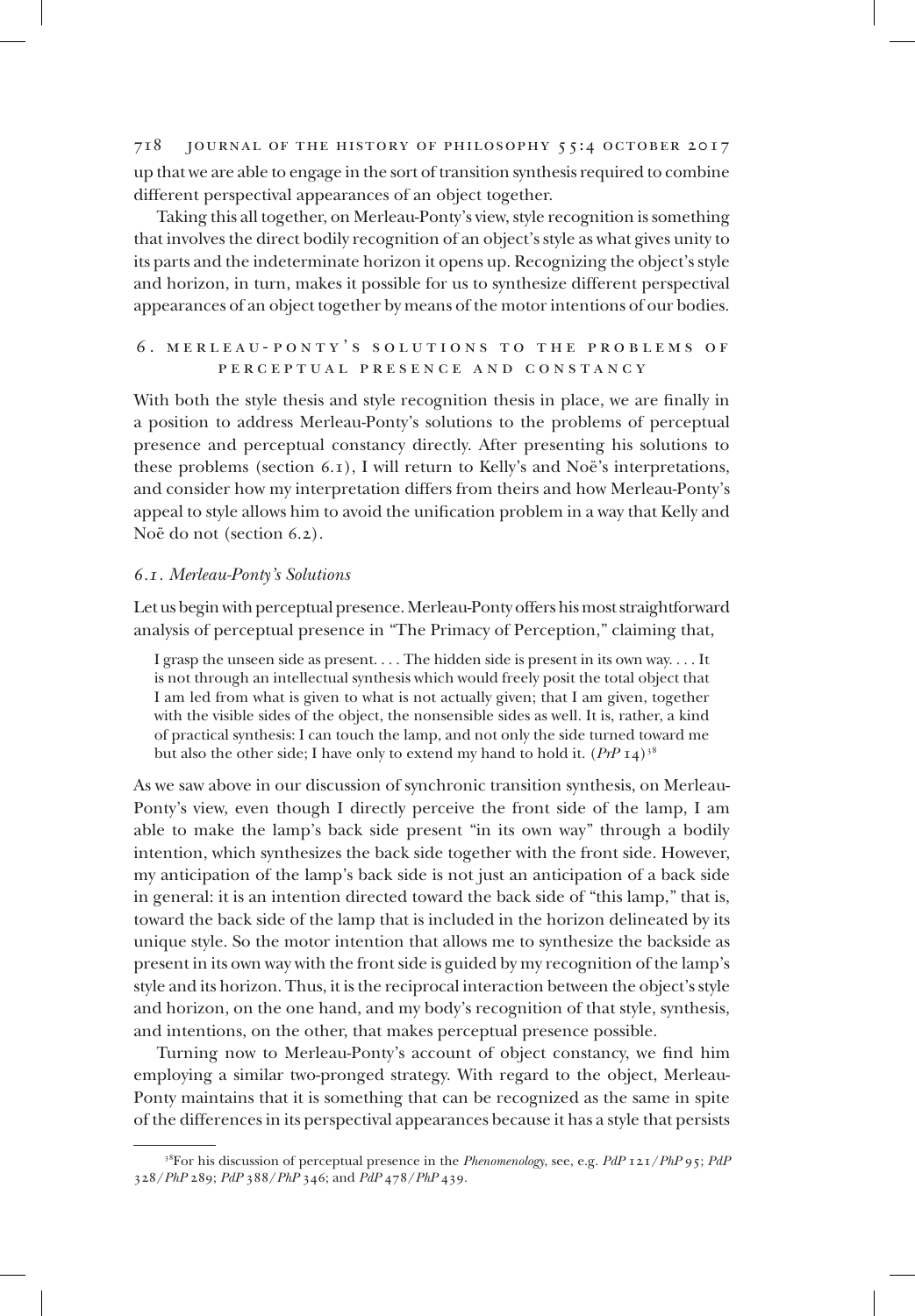up that we are able to engage in the sort of transition synthesis required to combine different perspectival appearances of an object together.

Taking this all together, on Merleau-Ponty's view, style recognition is something that involves the direct bodily recognition of an object's style as what gives unity to its parts and the indeterminate horizon it opens up. Recognizing the object's style and horizon, in turn, makes it possible for us to synthesize different perspectival appearances of an object together by means of the motor intentions of our bodies.

## 6. Merleau-Ponty's Solutions to the Problems of Perceptual Presence and Constancy

With both the style thesis and style recognition thesis in place, we are finally in a position to address Merleau-Ponty's solutions to the problems of perceptual presence and perceptual constancy directly. After presenting his solutions to these problems (section 6.1), I will return to Kelly's and Noë's interpretations, and consider how my interpretation differs from theirs and how Merleau-Ponty's appeal to style allows him to avoid the unification problem in a way that Kelly and Noë do not (section 6.2).

### *6.1. Merleau-Ponty's Solutions*

Let us begin with perceptual presence. Merleau-Ponty offers his most straightforward analysis of perceptual presence in "The Primacy of Perception," claiming that,

> I grasp the unseen side as present. . . . The hidden side is present in its own way. . . . It is not through an intellectual synthesis which would freely posit the total object that I am led from what is given to what is not actually given; that I am given, together with the visible sides of the object, the nonsensible sides as well. It is, rather, a kind of practical synthesis: I can touch the lamp, and not only the side turned toward me but also the other side; I have only to extend my hand to hold it. (*PrP* 14)[38]

As we saw above in our discussion of synchronic transition synthesis, on Merleau-Ponty's view, even though I directly perceive the front side of the lamp, I am able to make the lamp's back side present "in its own way" through a bodily intention, which synthesizes the back side together with the front side. However, my anticipation of the lamp's back side is not just an anticipation of a back side in general: it is an intention directed toward the back side of "this lamp," that is, toward the back side of the lamp that is included in the horizon delineated by its unique style. So the motor intention that allows me to synthesize the backside as present in its own way with the front side is guided by my recognition of the lamp's style and its horizon. Thus, it is the reciprocal interaction between the object's style and horizon, on the one hand, and my body's recognition of that style, synthesis, and intentions, on the other, that makes perceptual presence possible.

Turning now to Merleau-Ponty's account of object constancy, we find him employing a similar two-pronged strategy. With regard to the object, Merleau-Ponty maintains that it is something that can be recognized as the same in spite of the differences in its perspectival appearances because it has a style that persists

---

[38] For his discussion of perceptual presence in the *Phenomenology*, see, e.g. *PdP* 121/*PhP* 95; *PdP* 328/*PhP* 289; *PdP* 388/*PhP* 346; and *PdP* 478/*PhP* 439.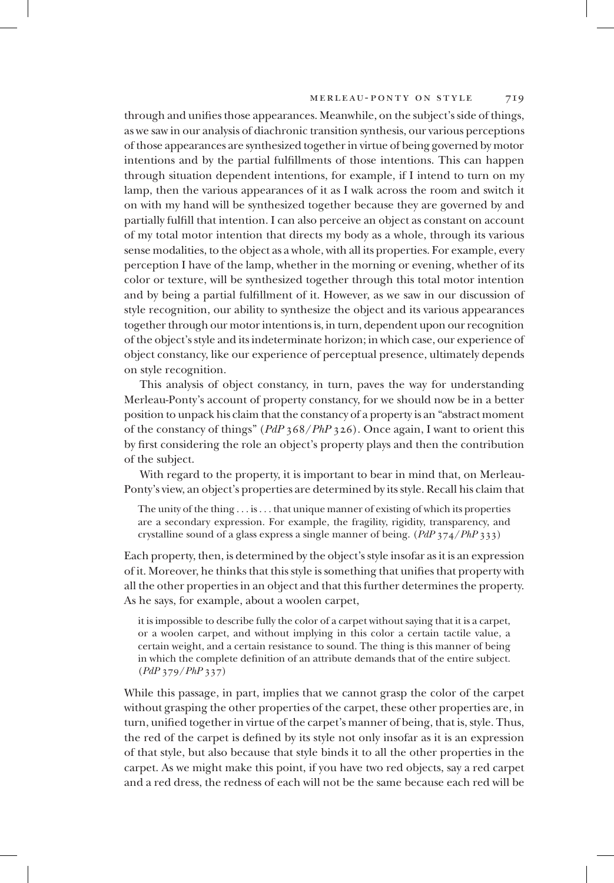through and unifies those appearances. Meanwhile, on the subject's side of things, as we saw in our analysis of diachronic transition synthesis, our various perceptions of those appearances are synthesized together in virtue of being governed by motor intentions and by the partial fulfillments of those intentions. This can happen through situation dependent intentions, for example, if I intend to turn on my lamp, then the various appearances of it as I walk across the room and switch it on with my hand will be synthesized together because they are governed by and partially fulfill that intention. I can also perceive an object as constant on account of my total motor intention that directs my body as a whole, through its various sense modalities, to the object as a whole, with all its properties. For example, every perception I have of the lamp, whether in the morning or evening, whether of its color or texture, will be synthesized together through this total motor intention and by being a partial fulfillment of it. However, as we saw in our discussion of style recognition, our ability to synthesize the object and its various appearances together through our motor intentions is, in turn, dependent upon our recognition of the object's style and its indeterminate horizon; in which case, our experience of object constancy, like our experience of perceptual presence, ultimately depends on style recognition.

This analysis of object constancy, in turn, paves the way for understanding Merleau-Ponty's account of property constancy, for we should now be in a better position to unpack his claim that the constancy of a property is an "abstract moment of the constancy of things" (*PdP* 368/*PhP* 326). Once again, I want to orient this by first considering the role an object's property plays and then the contribution of the subject.

With regard to the property, it is important to bear in mind that, on Merleau-Ponty's view, an object's properties are determined by its style. Recall his claim that

> The unity of the thing . . . is . . . that unique manner of existing of which its properties are a secondary expression. For example, the fragility, rigidity, transparency, and crystalline sound of a glass express a single manner of being. (*PdP* 374/*PhP* 333)

Each property, then, is determined by the object's style insofar as it is an expression of it. Moreover, he thinks that this style is something that unifies that property with all the other properties in an object and that this further determines the property. As he says, for example, about a woolen carpet,

> it is impossible to describe fully the color of a carpet without saying that it is a carpet, or a woolen carpet, and without implying in this color a certain tactile value, a certain weight, and a certain resistance to sound. The thing is this manner of being in which the complete definition of an attribute demands that of the entire subject. (*PdP* 379/*PhP* 337)

While this passage, in part, implies that we cannot grasp the color of the carpet without grasping the other properties of the carpet, these other properties are, in turn, unified together in virtue of the carpet's manner of being, that is, style. Thus, the red of the carpet is defined by its style not only insofar as it is an expression of that style, but also because that style binds it to all the other properties in the carpet. As we might make this point, if you have two red objects, say a red carpet and a red dress, the redness of each will not be the same because each red will be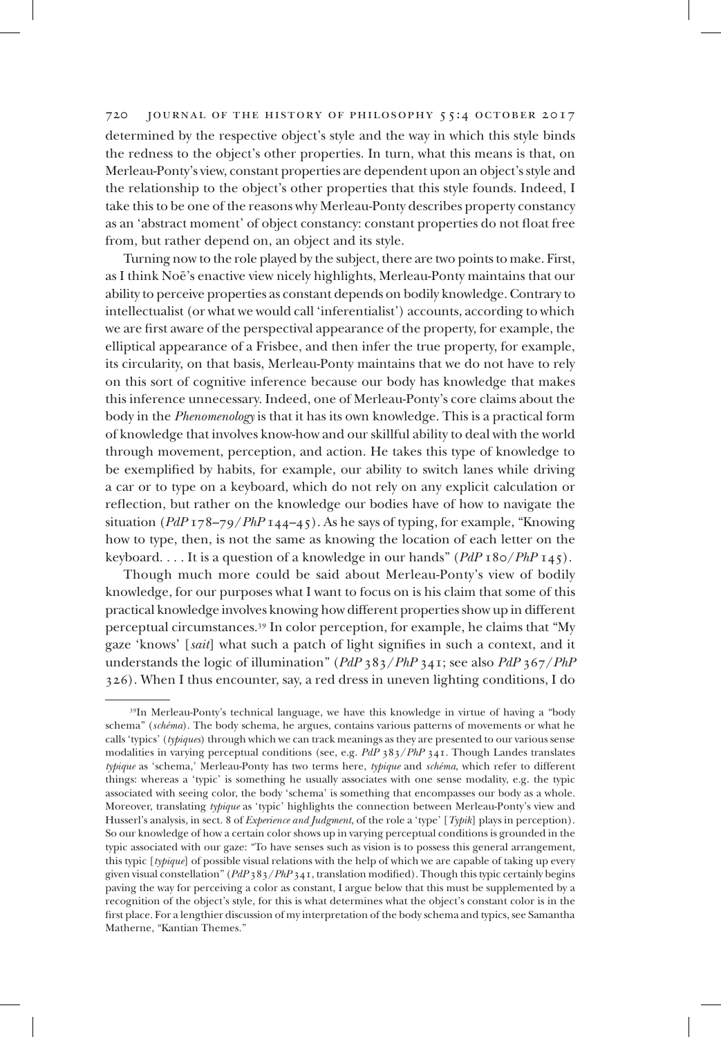determined by the respective object's style and the way in which this style binds the redness to the object's other properties. In turn, what this means is that, on Merleau-Ponty's view, constant properties are dependent upon an object's style and the relationship to the object's other properties that this style founds. Indeed, I take this to be one of the reasons why Merleau-Ponty describes property constancy as an 'abstract moment' of object constancy: constant properties do not float free from, but rather depend on, an object and its style.

Turning now to the role played by the subject, there are two points to make. First, as I think Noë's enactive view nicely highlights, Merleau-Ponty maintains that our ability to perceive properties as constant depends on bodily knowledge. Contrary to intellectualist (or what we would call 'inferentialist') accounts, according to which we are first aware of the perspectival appearance of the property, for example, the elliptical appearance of a Frisbee, and then infer the true property, for example, its circularity, on that basis, Merleau-Ponty maintains that we do not have to rely on this sort of cognitive inference because our body has knowledge that makes this inference unnecessary. Indeed, one of Merleau-Ponty's core claims about the body in the *Phenomenology* is that it has its own knowledge. This is a practical form of knowledge that involves know-how and our skillful ability to deal with the world through movement, perception, and action. He takes this type of knowledge to be exemplified by habits, for example, our ability to switch lanes while driving a car or to type on a keyboard, which do not rely on any explicit calculation or reflection, but rather on the knowledge our bodies have of how to navigate the situation (*PdP* 178–79/*PhP* 144–45). As he says of typing, for example, "Knowing how to type, then, is not the same as knowing the location of each letter on the keyboard. . . . It is a question of a knowledge in our hands" (*PdP* 180/*PhP* 145).

Though much more could be said about Merleau-Ponty's view of bodily knowledge, for our purposes what I want to focus on is his claim that some of this practical knowledge involves knowing how different properties show up in different perceptual circumstances.[39] In color perception, for example, he claims that "My gaze 'knows' [*sait*] what such a patch of light signifies in such a context, and it understands the logic of illumination" (*PdP* 383/*PhP* 341; see also *PdP* 367/*PhP* 326). When I thus encounter, say, a red dress in uneven lighting conditions, I do

[39]In Merleau-Ponty's technical language, we have this knowledge in virtue of having a "body schema" (*schéma*). The body schema, he argues, contains various patterns of movements or what he calls 'typics' (*typiques*) through which we can track meanings as they are presented to our various sense modalities in varying perceptual conditions (see, e.g. *PdP* 383/*PhP* 341. Though Landes translates *typique* as 'schema,' Merleau-Ponty has two terms here, *typique* and *schéma*, which refer to different things: whereas a 'typic' is something he usually associates with one sense modality, e.g. the typic associated with seeing color, the body 'schema' is something that encompasses our body as a whole. Moreover, translating *typique* as 'typic' highlights the connection between Merleau-Ponty's view and Husserl's analysis, in sect. 8 of *Experience and Judgment*, of the role a 'type' [*Typik*] plays in perception). So our knowledge of how a certain color shows up in varying perceptual conditions is grounded in the typic associated with our gaze: "To have senses such as vision is to possess this general arrangement, this typic [*typique*] of possible visual relations with the help of which we are capable of taking up every given visual constellation" (*PdP* 383/*PhP* 341, translation modified). Though this typic certainly begins paving the way for perceiving a color as constant, I argue below that this must be supplemented by a recognition of the object's style, for this is what determines what the object's constant color is in the first place. For a lengthier discussion of my interpretation of the body schema and typics, see Samantha Matherne, "Kantian Themes."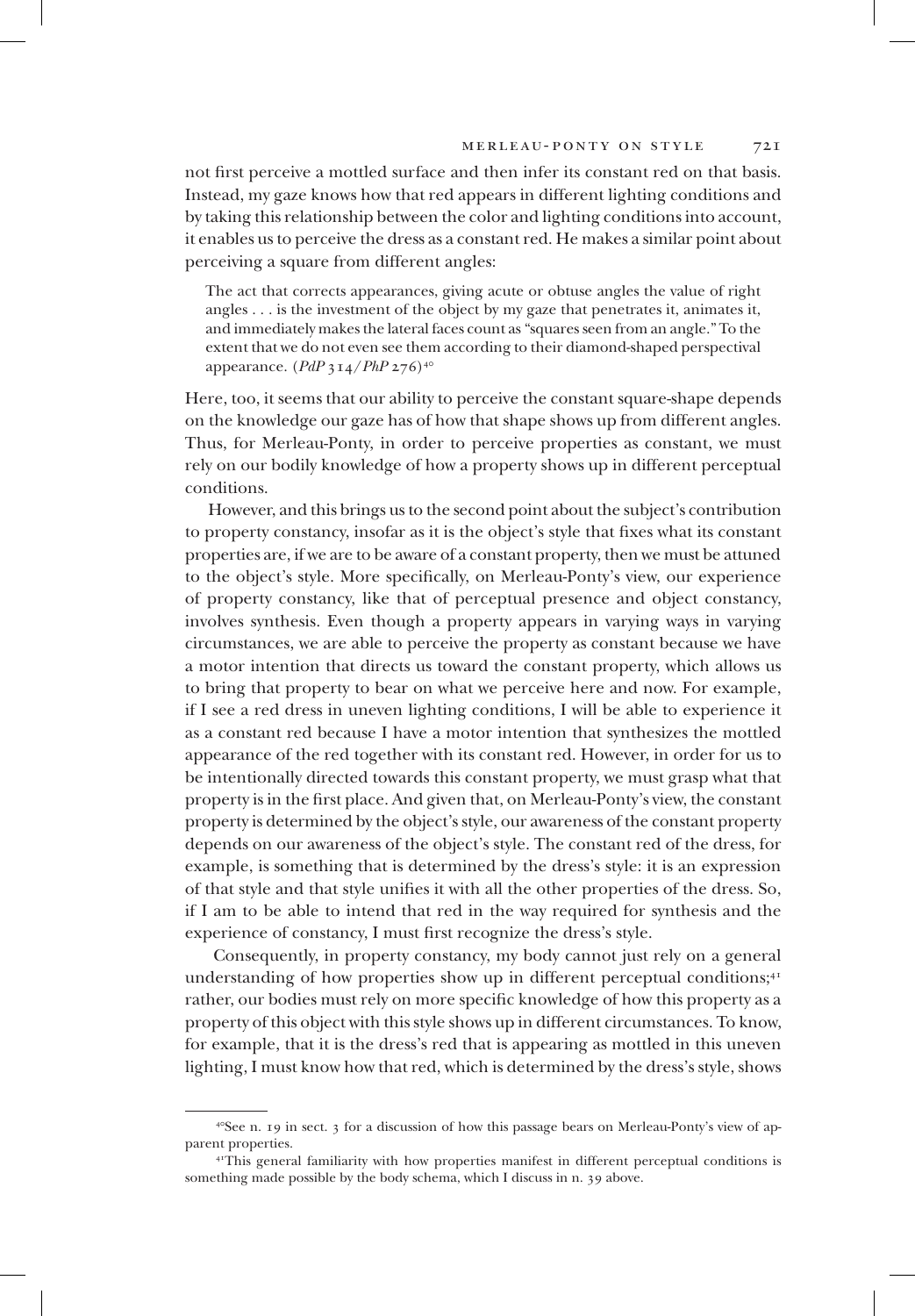not first perceive a mottled surface and then infer its constant red on that basis. Instead, my gaze knows how that red appears in different lighting conditions and by taking this relationship between the color and lighting conditions into account, it enables us to perceive the dress as a constant red. He makes a similar point about perceiving a square from different angles:

> The act that corrects appearances, giving acute or obtuse angles the value of right angles . . . is the investment of the object by my gaze that penetrates it, animates it, and immediately makes the lateral faces count as "squares seen from an angle." To the extent that we do not even see them according to their diamond-shaped perspectival appearance. (*PdP* 314/*PhP* 276)[40]

Here, too, it seems that our ability to perceive the constant square-shape depends on the knowledge our gaze has of how that shape shows up from different angles. Thus, for Merleau-Ponty, in order to perceive properties as constant, we must rely on our bodily knowledge of how a property shows up in different perceptual conditions.

However, and this brings us to the second point about the subject's contribution to property constancy, insofar as it is the object's style that fixes what its constant properties are, if we are to be aware of a constant property, then we must be attuned to the object's style. More specifically, on Merleau-Ponty's view, our experience of property constancy, like that of perceptual presence and object constancy, involves synthesis. Even though a property appears in varying ways in varying circumstances, we are able to perceive the property as constant because we have a motor intention that directs us toward the constant property, which allows us to bring that property to bear on what we perceive here and now. For example, if I see a red dress in uneven lighting conditions, I will be able to experience it as a constant red because I have a motor intention that synthesizes the mottled appearance of the red together with its constant red. However, in order for us to be intentionally directed towards this constant property, we must grasp what that property is in the first place. And given that, on Merleau-Ponty's view, the constant property is determined by the object's style, our awareness of the constant property depends on our awareness of the object's style. The constant red of the dress, for example, is something that is determined by the dress's style: it is an expression of that style and that style unifies it with all the other properties of the dress. So, if I am to be able to intend that red in the way required for synthesis and the experience of constancy, I must first recognize the dress's style.

Consequently, in property constancy, my body cannot just rely on a general understanding of how properties show up in different perceptual conditions;[41] rather, our bodies must rely on more specific knowledge of how this property as a property of this object with this style shows up in different circumstances. To know, for example, that it is the dress's red that is appearing as mottled in this uneven lighting, I must know how that red, which is determined by the dress's style, shows

---

[40] See n. 19 in sect. 3 for a discussion of how this passage bears on Merleau-Ponty's view of apparent properties.

[41] This general familiarity with how properties manifest in different perceptual conditions is something made possible by the body schema, which I discuss in n. 39 above.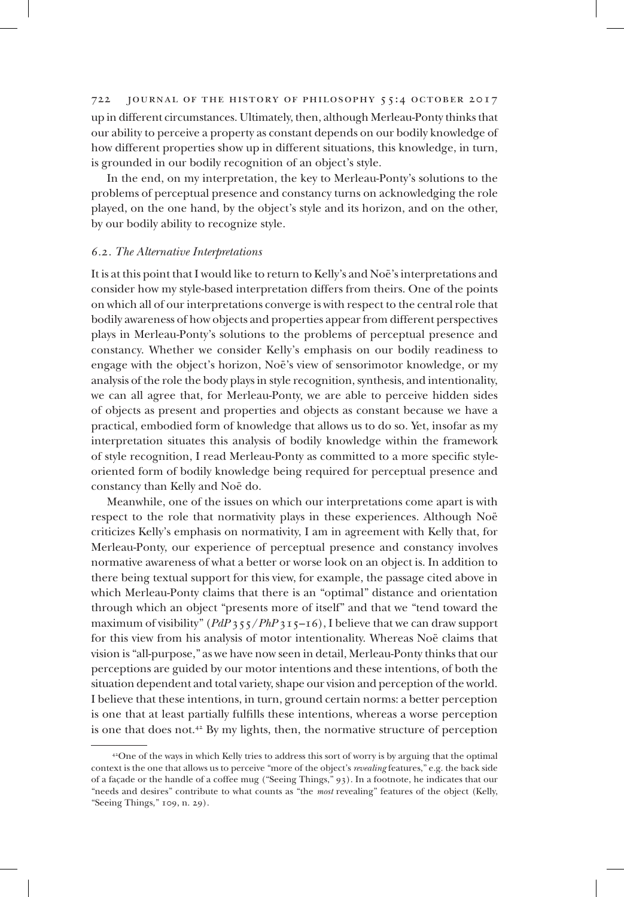up in different circumstances. Ultimately, then, although Merleau-Ponty thinks that our ability to perceive a property as constant depends on our bodily knowledge of how different properties show up in different situations, this knowledge, in turn, is grounded in our bodily recognition of an object's style.

In the end, on my interpretation, the key to Merleau-Ponty's solutions to the problems of perceptual presence and constancy turns on acknowledging the role played, on the one hand, by the object's style and its horizon, and on the other, by our bodily ability to recognize style.

### *6.2. The Alternative Interpretations*

It is at this point that I would like to return to Kelly's and Noë's interpretations and consider how my style-based interpretation differs from theirs. One of the points on which all of our interpretations converge is with respect to the central role that bodily awareness of how objects and properties appear from different perspectives plays in Merleau-Ponty's solutions to the problems of perceptual presence and constancy. Whether we consider Kelly's emphasis on our bodily readiness to engage with the object's horizon, Noë's view of sensorimotor knowledge, or my analysis of the role the body plays in style recognition, synthesis, and intentionality, we can all agree that, for Merleau-Ponty, we are able to perceive hidden sides of objects as present and properties and objects as constant because we have a practical, embodied form of knowledge that allows us to do so. Yet, insofar as my interpretation situates this analysis of bodily knowledge within the framework of style recognition, I read Merleau-Ponty as committed to a more specific style-oriented form of bodily knowledge being required for perceptual presence and constancy than Kelly and Noë do.

Meanwhile, one of the issues on which our interpretations come apart is with respect to the role that normativity plays in these experiences. Although Noë criticizes Kelly's emphasis on normativity, I am in agreement with Kelly that, for Merleau-Ponty, our experience of perceptual presence and constancy involves normative awareness of what a better or worse look on an object is. In addition to there being textual support for this view, for example, the passage cited above in which Merleau-Ponty claims that there is an "optimal" distance and orientation through which an object "presents more of itself" and that we "tend toward the maximum of visibility" (*PdP* 355/*PhP* 315–16), I believe that we can draw support for this view from his analysis of motor intentionality. Whereas Noë claims that vision is "all-purpose," as we have now seen in detail, Merleau-Ponty thinks that our perceptions are guided by our motor intentions and these intentions, of both the situation dependent and total variety, shape our vision and perception of the world. I believe that these intentions, in turn, ground certain norms: a better perception is one that at least partially fulfills these intentions, whereas a worse perception is one that does not.[42] By my lights, then, the normative structure of perception

---

[42]One of the ways in which Kelly tries to address this sort of worry is by arguing that the optimal context is the one that allows us to perceive "more of the object's *revealing* features," e.g. the back side of a façade or the handle of a coffee mug ("Seeing Things," 93). In a footnote, he indicates that our "needs and desires" contribute to what counts as "the *most* revealing" features of the object (Kelly, "Seeing Things," 109, n. 29).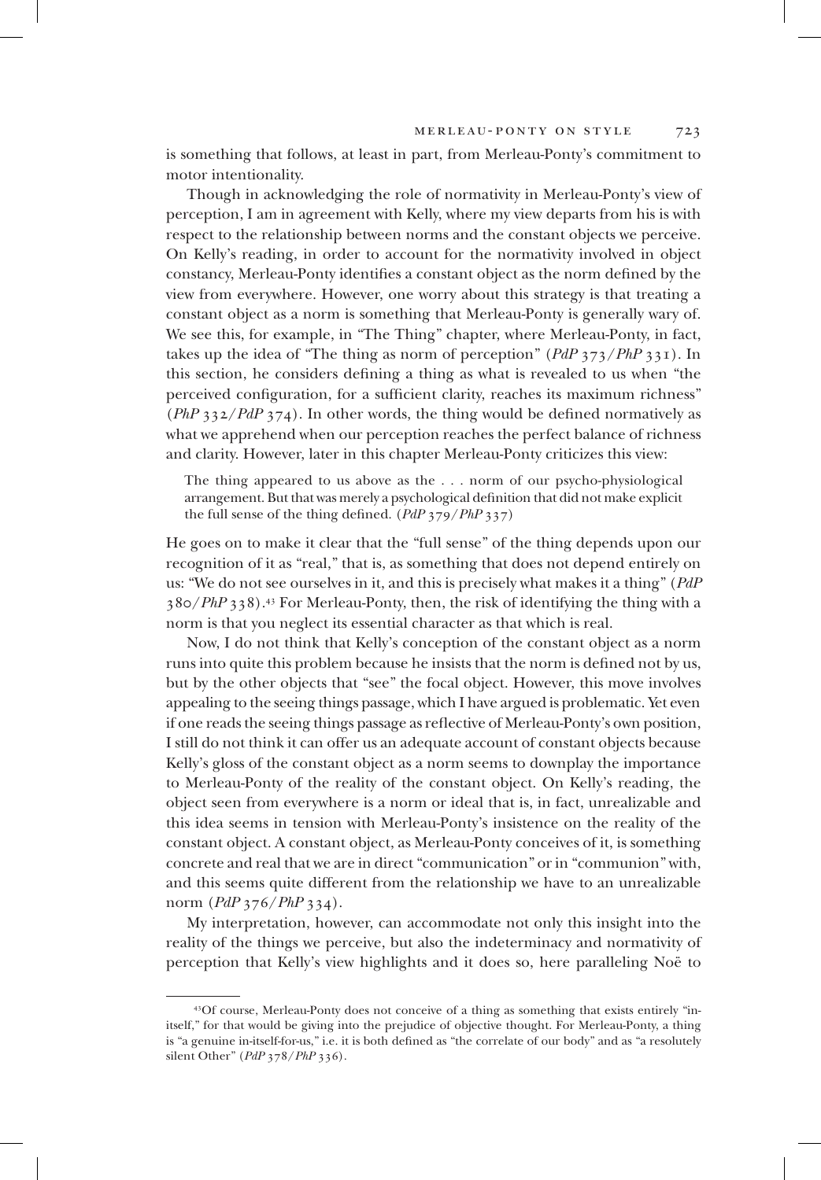is something that follows, at least in part, from Merleau-Ponty's commitment to motor intentionality.

Though in acknowledging the role of normativity in Merleau-Ponty's view of perception, I am in agreement with Kelly, where my view departs from his is with respect to the relationship between norms and the constant objects we perceive. On Kelly's reading, in order to account for the normativity involved in object constancy, Merleau-Ponty identifies a constant object as the norm defined by the view from everywhere. However, one worry about this strategy is that treating a constant object as a norm is something that Merleau-Ponty is generally wary of. We see this, for example, in "The Thing" chapter, where Merleau-Ponty, in fact, takes up the idea of "The thing as norm of perception" (*PdP* 373/*PhP* 331). In this section, he considers defining a thing as what is revealed to us when "the perceived configuration, for a sufficient clarity, reaches its maximum richness" (*PhP* 332/*PdP* 374). In other words, the thing would be defined normatively as what we apprehend when our perception reaches the perfect balance of richness and clarity. However, later in this chapter Merleau-Ponty criticizes this view:

> The thing appeared to us above as the . . . norm of our psycho-physiological arrangement. But that was merely a psychological definition that did not make explicit the full sense of the thing defined. (*PdP* 379/*PhP* 337)

He goes on to make it clear that the "full sense" of the thing depends upon our recognition of it as "real," that is, as something that does not depend entirely on us: "We do not see ourselves in it, and this is precisely what makes it a thing" (*PdP* 380/*PhP* 338).[43] For Merleau-Ponty, then, the risk of identifying the thing with a norm is that you neglect its essential character as that which is real.

Now, I do not think that Kelly's conception of the constant object as a norm runs into quite this problem because he insists that the norm is defined not by us, but by the other objects that "see" the focal object. However, this move involves appealing to the seeing things passage, which I have argued is problematic. Yet even if one reads the seeing things passage as reflective of Merleau-Ponty's own position, I still do not think it can offer us an adequate account of constant objects because Kelly's gloss of the constant object as a norm seems to downplay the importance to Merleau-Ponty of the reality of the constant object. On Kelly's reading, the object seen from everywhere is a norm or ideal that is, in fact, unrealizable and this idea seems in tension with Merleau-Ponty's insistence on the reality of the constant object. A constant object, as Merleau-Ponty conceives of it, is something concrete and real that we are in direct "communication" or in "communion" with, and this seems quite different from the relationship we have to an unrealizable norm (*PdP* 376/*PhP* 334).

My interpretation, however, can accommodate not only this insight into the reality of the things we perceive, but also the indeterminacy and normativity of perception that Kelly's view highlights and it does so, here paralleling Noë to

[43] Of course, Merleau-Ponty does not conceive of a thing as something that exists entirely "in-itself," for that would be giving into the prejudice of objective thought. For Merleau-Ponty, a thing is "a genuine in-itself-for-us," i.e. it is both defined as "the correlate of our body" and as "a resolutely silent Other" (*PdP* 378/*PhP* 336).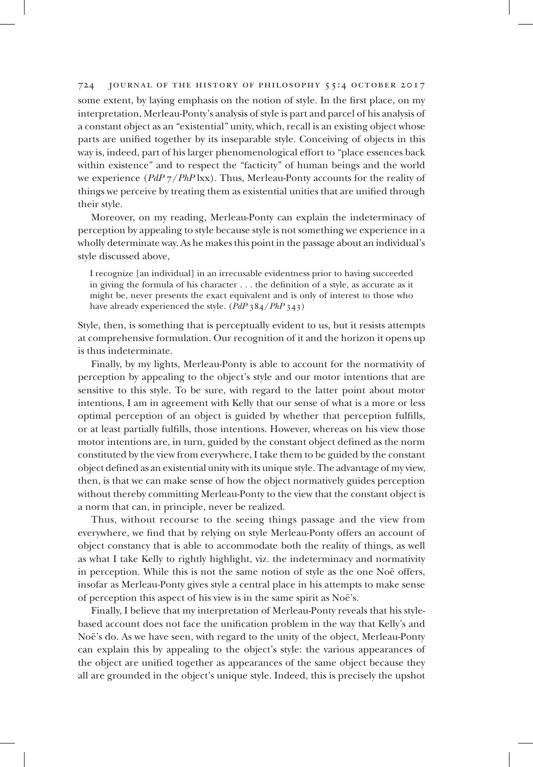some extent, by laying emphasis on the notion of style. In the first place, on my interpretation, Merleau-Ponty's analysis of style is part and parcel of his analysis of a constant object as an "existential" unity, which, recall is an existing object whose parts are unified together by its inseparable style. Conceiving of objects in this way is, indeed, part of his larger phenomenological effort to "place essences back within existence" and to respect the "facticity" of human beings and the world we experience (*PdP* 7/*PhP* lxx). Thus, Merleau-Ponty accounts for the reality of things we perceive by treating them as existential unities that are unified through their style.

Moreover, on my reading, Merleau-Ponty can explain the indeterminacy of perception by appealing to style because style is not something we experience in a wholly determinate way. As he makes this point in the passage about an individual's style discussed above,

> I recognize [an individual] in an irrecusable evidentness prior to having succeeded in giving the formula of his character . . . the definition of a style, as accurate as it might be, never presents the exact equivalent and is only of interest to those who have already experienced the style. (*PdP* 384/*PhP* 343)

Style, then, is something that is perceptually evident to us, but it resists attempts at comprehensive formulation. Our recognition of it and the horizon it opens up is thus indeterminate.

Finally, by my lights, Merleau-Ponty is able to account for the normativity of perception by appealing to the object's style and our motor intentions that are sensitive to this style. To be sure, with regard to the latter point about motor intentions, I am in agreement with Kelly that our sense of what is a more or less optimal perception of an object is guided by whether that perception fulfills, or at least partially fulfills, those intentions. However, whereas on his view those motor intentions are, in turn, guided by the constant object defined as the norm constituted by the view from everywhere, I take them to be guided by the constant object defined as an existential unity with its unique style. The advantage of my view, then, is that we can make sense of how the object normatively guides perception without thereby committing Merleau-Ponty to the view that the constant object is a norm that can, in principle, never be realized.

Thus, without recourse to the seeing things passage and the view from everywhere, we find that by relying on style Merleau-Ponty offers an account of object constancy that is able to accommodate both the reality of things, as well as what I take Kelly to rightly highlight, viz. the indeterminacy and normativity in perception. While this is not the same notion of style as the one Noë offers, insofar as Merleau-Ponty gives style a central place in his attempts to make sense of perception this aspect of his view is in the same spirit as Noë's.

Finally, I believe that my interpretation of Merleau-Ponty reveals that his style-based account does not face the unification problem in the way that Kelly's and Noë's do. As we have seen, with regard to the unity of the object, Merleau-Ponty can explain this by appealing to the object's style: the various appearances of the object are unified together as appearances of the same object because they all are grounded in the object's unique style. Indeed, this is precisely the upshot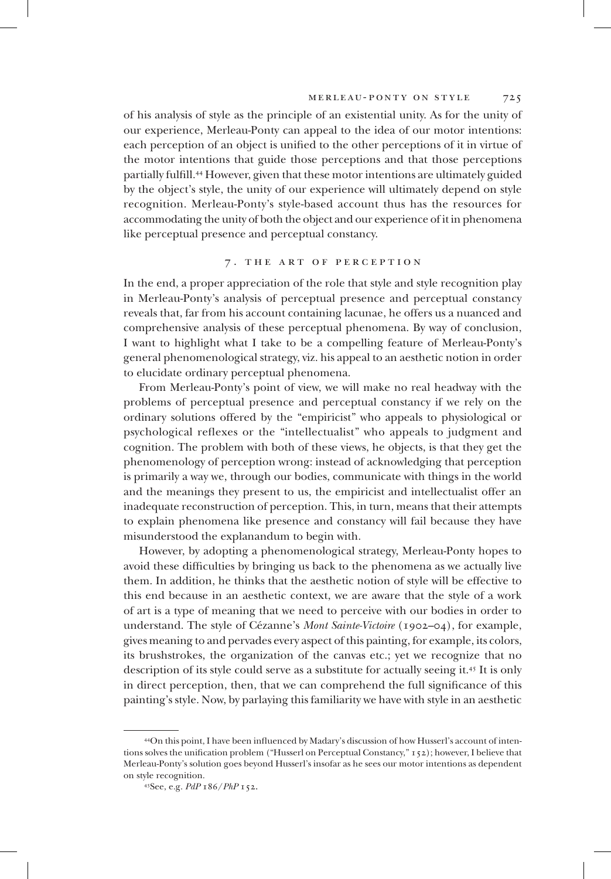of his analysis of style as the principle of an existential unity. As for the unity of our experience, Merleau-Ponty can appeal to the idea of our motor intentions: each perception of an object is unified to the other perceptions of it in virtue of the motor intentions that guide those perceptions and that those perceptions partially fulfill.[44] However, given that these motor intentions are ultimately guided by the object's style, the unity of our experience will ultimately depend on style recognition. Merleau-Ponty's style-based account thus has the resources for accommodating the unity of both the object and our experience of it in phenomena like perceptual presence and perceptual constancy.

## 7. THE ART OF PERCEPTION

In the end, a proper appreciation of the role that style and style recognition play in Merleau-Ponty's analysis of perceptual presence and perceptual constancy reveals that, far from his account containing lacunae, he offers us a nuanced and comprehensive analysis of these perceptual phenomena. By way of conclusion, I want to highlight what I take to be a compelling feature of Merleau-Ponty's general phenomenological strategy, viz. his appeal to an aesthetic notion in order to elucidate ordinary perceptual phenomena.

From Merleau-Ponty's point of view, we will make no real headway with the problems of perceptual presence and perceptual constancy if we rely on the ordinary solutions offered by the "empiricist" who appeals to physiological or psychological reflexes or the "intellectualist" who appeals to judgment and cognition. The problem with both of these views, he objects, is that they get the phenomenology of perception wrong: instead of acknowledging that perception is primarily a way we, through our bodies, communicate with things in the world and the meanings they present to us, the empiricist and intellectualist offer an inadequate reconstruction of perception. This, in turn, means that their attempts to explain phenomena like presence and constancy will fail because they have misunderstood the explanandum to begin with.

However, by adopting a phenomenological strategy, Merleau-Ponty hopes to avoid these difficulties by bringing us back to the phenomena as we actually live them. In addition, he thinks that the aesthetic notion of style will be effective to this end because in an aesthetic context, we are aware that the style of a work of art is a type of meaning that we need to perceive with our bodies in order to understand. The style of Cézanne's *Mont Sainte-Victoire* (1902–04), for example, gives meaning to and pervades every aspect of this painting, for example, its colors, its brushstrokes, the organization of the canvas etc.; yet we recognize that no description of its style could serve as a substitute for actually seeing it.[45] It is only in direct perception, then, that we can comprehend the full significance of this painting's style. Now, by parlaying this familiarity we have with style in an aesthetic

---

[44] On this point, I have been influenced by Madary's discussion of how Husserl's account of intentions solves the unification problem ("Husserl on Perceptual Constancy," 152); however, I believe that Merleau-Ponty's solution goes beyond Husserl's insofar as he sees our motor intentions as dependent on style recognition.

[45] See, e.g. *PdP* 186/*PhP* 152.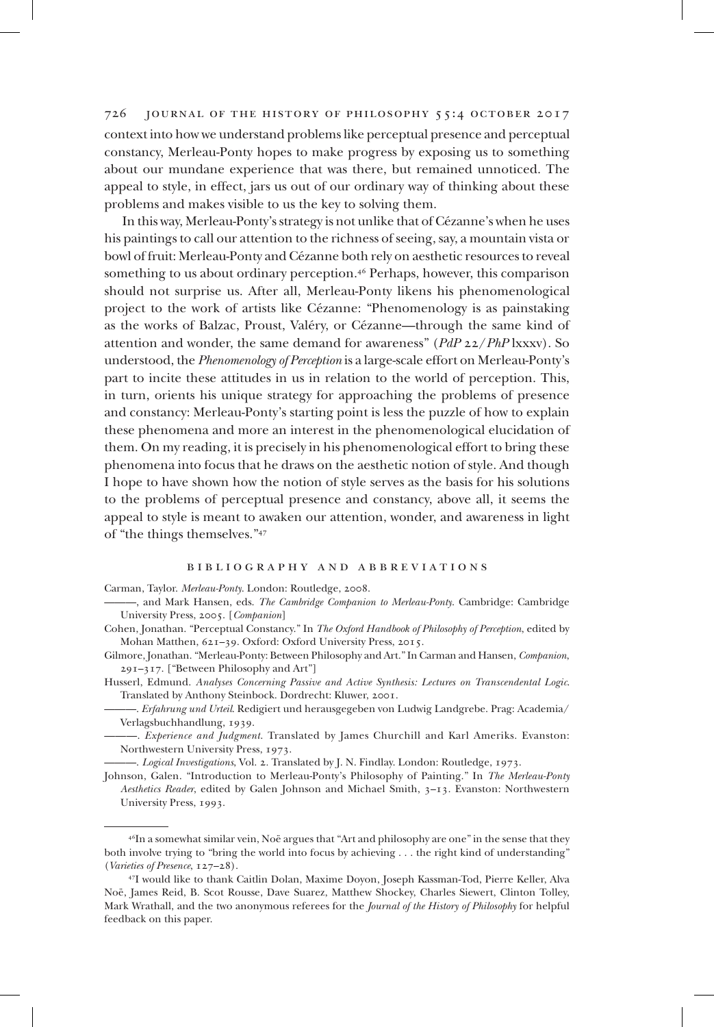context into how we understand problems like perceptual presence and perceptual constancy, Merleau-Ponty hopes to make progress by exposing us to something about our mundane experience that was there, but remained unnoticed. The appeal to style, in effect, jars us out of our ordinary way of thinking about these problems and makes visible to us the key to solving them.

In this way, Merleau-Ponty's strategy is not unlike that of Cézanne's when he uses his paintings to call our attention to the richness of seeing, say, a mountain vista or bowl of fruit: Merleau-Ponty and Cézanne both rely on aesthetic resources to reveal something to us about ordinary perception.[46] Perhaps, however, this comparison should not surprise us. After all, Merleau-Ponty likens his phenomenological project to the work of artists like Cézanne: "Phenomenology is as painstaking as the works of Balzac, Proust, Valéry, or Cézanne—through the same kind of attention and wonder, the same demand for awareness" (*PdP* 22/*PhP* lxxxv). So understood, the *Phenomenology of Perception* is a large-scale effort on Merleau-Ponty's part to incite these attitudes in us in relation to the world of perception. This, in turn, orients his unique strategy for approaching the problems of presence and constancy: Merleau-Ponty's starting point is less the puzzle of how to explain these phenomena and more an interest in the phenomenological elucidation of them. On my reading, it is precisely in his phenomenological effort to bring these phenomena into focus that he draws on the aesthetic notion of style. And though I hope to have shown how the notion of style serves as the basis for his solutions to the problems of perceptual presence and constancy, above all, it seems the appeal to style is meant to awaken our attention, wonder, and awareness in light of "the things themselves."[47]

## BIBLIOGRAPHY AND ABBREVIATIONS

Carman, Taylor. *Merleau-Ponty*. London: Routledge, 2008.

———, and Mark Hansen, eds. *The Cambridge Companion to Merleau-Ponty*. Cambridge: Cambridge University Press, 2005. [*Companion*]

Cohen, Jonathan. "Perceptual Constancy." In *The Oxford Handbook of Philosophy of Perception*, edited by Mohan Matthen, 621–39. Oxford: Oxford University Press, 2015.

Gilmore, Jonathan. "Merleau-Ponty: Between Philosophy and Art." In Carman and Hansen, *Companion*, 291–317. ["Between Philosophy and Art"]

Husserl, Edmund. *Analyses Concerning Passive and Active Synthesis: Lectures on Transcendental Logic*. Translated by Anthony Steinbock. Dordrecht: Kluwer, 2001.

———. *Erfahrung und Urteil*. Redigiert und herausgegeben von Ludwig Landgrebe. Prag: Academia/Verlagsbuchhandlung, 1939.

———. *Experience and Judgment*. Translated by James Churchill and Karl Ameriks. Evanston: Northwestern University Press, 1973.

———. *Logical Investigations*, Vol. 2. Translated by J. N. Findlay. London: Routledge, 1973.

Johnson, Galen. "Introduction to Merleau-Ponty's Philosophy of Painting." In *The Merleau-Ponty Aesthetics Reader*, edited by Galen Johnson and Michael Smith, 3–13. Evanston: Northwestern University Press, 1993.

---

[46] In a somewhat similar vein, Noë argues that "Art and philosophy are one" in the sense that they both involve trying to "bring the world into focus by achieving . . . the right kind of understanding" (*Varieties of Presence*, 127–28).

[47] I would like to thank Caitlin Dolan, Maxime Doyon, Joseph Kassman-Tod, Pierre Keller, Alva Noë, James Reid, B. Scot Rousse, Dave Suarez, Matthew Shockey, Charles Siewert, Clinton Tolley, Mark Wrathall, and the two anonymous referees for the *Journal of the History of Philosophy* for helpful feedback on this paper.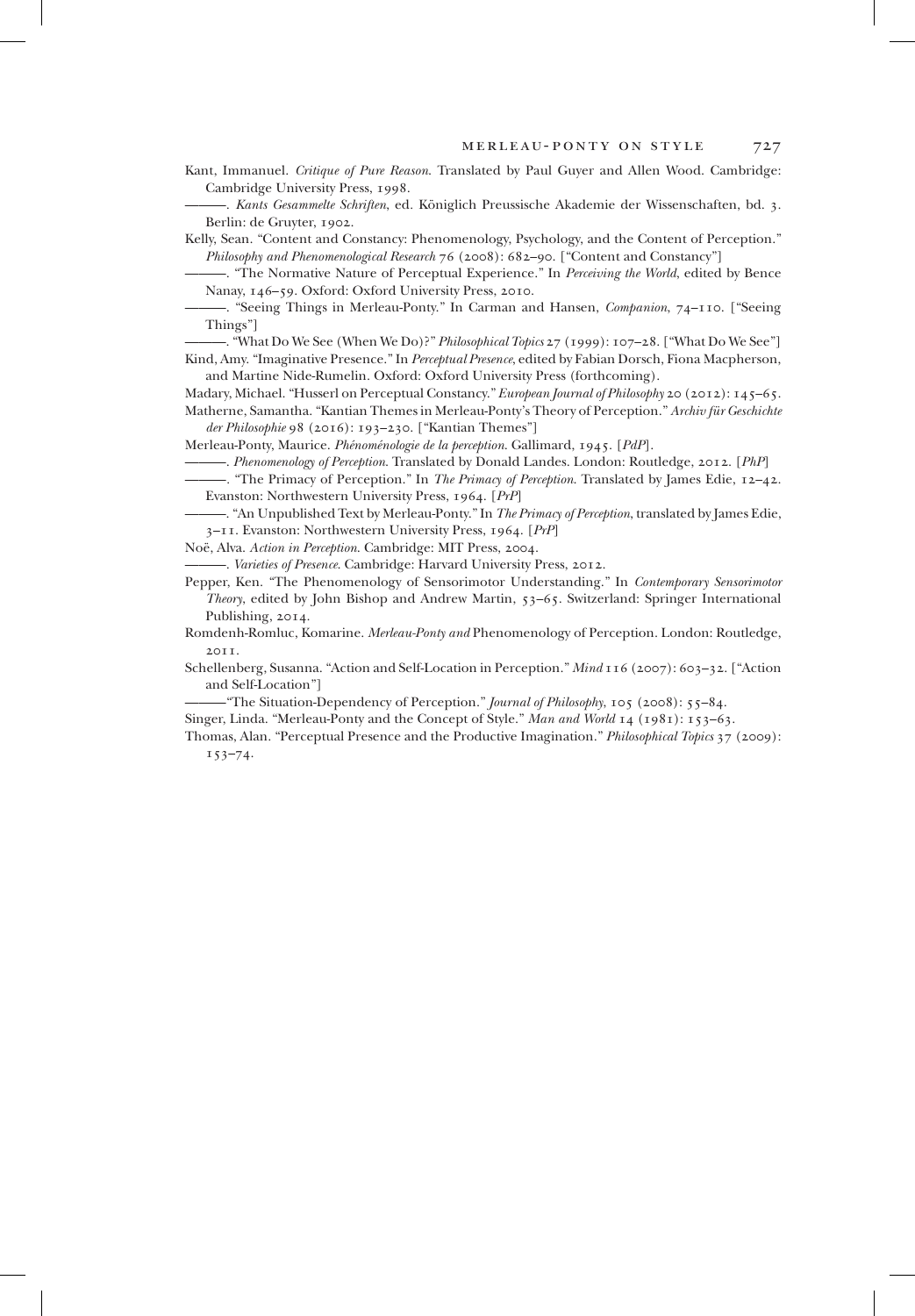Kant, Immanuel. *Critique of Pure Reason*. Translated by Paul Guyer and Allen Wood. Cambridge: Cambridge University Press, 1998.

———. *Kants Gesammelte Schriften*, ed. Königlich Preussische Akademie der Wissenschaften, bd. 3. Berlin: de Gruyter, 1902.

Kelly, Sean. "Content and Constancy: Phenomenology, Psychology, and the Content of Perception." *Philosophy and Phenomenological Research* 76 (2008): 682–90. ["Content and Constancy"]

———. "The Normative Nature of Perceptual Experience." In *Perceiving the World*, edited by Bence Nanay, 146–59. Oxford: Oxford University Press, 2010.

———. "Seeing Things in Merleau-Ponty." In Carman and Hansen, *Companion*, 74–110. ["Seeing Things"]

———. "What Do We See (When We Do)?" *Philosophical Topics* 27 (1999): 107–28. ["What Do We See"]

Kind, Amy. "Imaginative Presence." In *Perceptual Presence*, edited by Fabian Dorsch, Fiona Macpherson, and Martine Nide-Rumelin. Oxford: Oxford University Press (forthcoming).

Madary, Michael. "Husserl on Perceptual Constancy." *European Journal of Philosophy* 20 (2012): 145–65.

Matherne, Samantha. "Kantian Themes in Merleau-Ponty's Theory of Perception." *Archiv für Geschichte der Philosophie* 98 (2016): 193–230. ["Kantian Themes"]

Merleau-Ponty, Maurice. *Phénoménologie de la perception*. Gallimard, 1945. [*PdP*].

———. *Phenomenology of Perception*. Translated by Donald Landes. London: Routledge, 2012. [*PhP*]

———. "The Primacy of Perception." In *The Primacy of Perception*. Translated by James Edie, 12–42. Evanston: Northwestern University Press, 1964. [*PrP*]

———. "An Unpublished Text by Merleau-Ponty." In *The Primacy of Perception*, translated by James Edie, 3–11. Evanston: Northwestern University Press, 1964. [*PrP*]

Noë, Alva. *Action in Perception*. Cambridge: MIT Press, 2004.

———. *Varieties of Presence*. Cambridge: Harvard University Press, 2012.

Pepper, Ken. "The Phenomenology of Sensorimotor Understanding." In *Contemporary Sensorimotor Theory*, edited by John Bishop and Andrew Martin, 53–65. Switzerland: Springer International Publishing, 2014.

Romdenh-Romluc, Komarine. *Merleau-Ponty and* Phenomenology of Perception. London: Routledge, 2011.

Schellenberg, Susanna. "Action and Self-Location in Perception." *Mind* 116 (2007): 603–32. ["Action and Self-Location"]

———"The Situation-Dependency of Perception." *Journal of Philosophy*, 105 (2008): 55–84.

Singer, Linda. "Merleau-Ponty and the Concept of Style." *Man and World* 14 (1981): 153–63.

Thomas, Alan. "Perceptual Presence and the Productive Imagination." *Philosophical Topics* 37 (2009): 153–74.